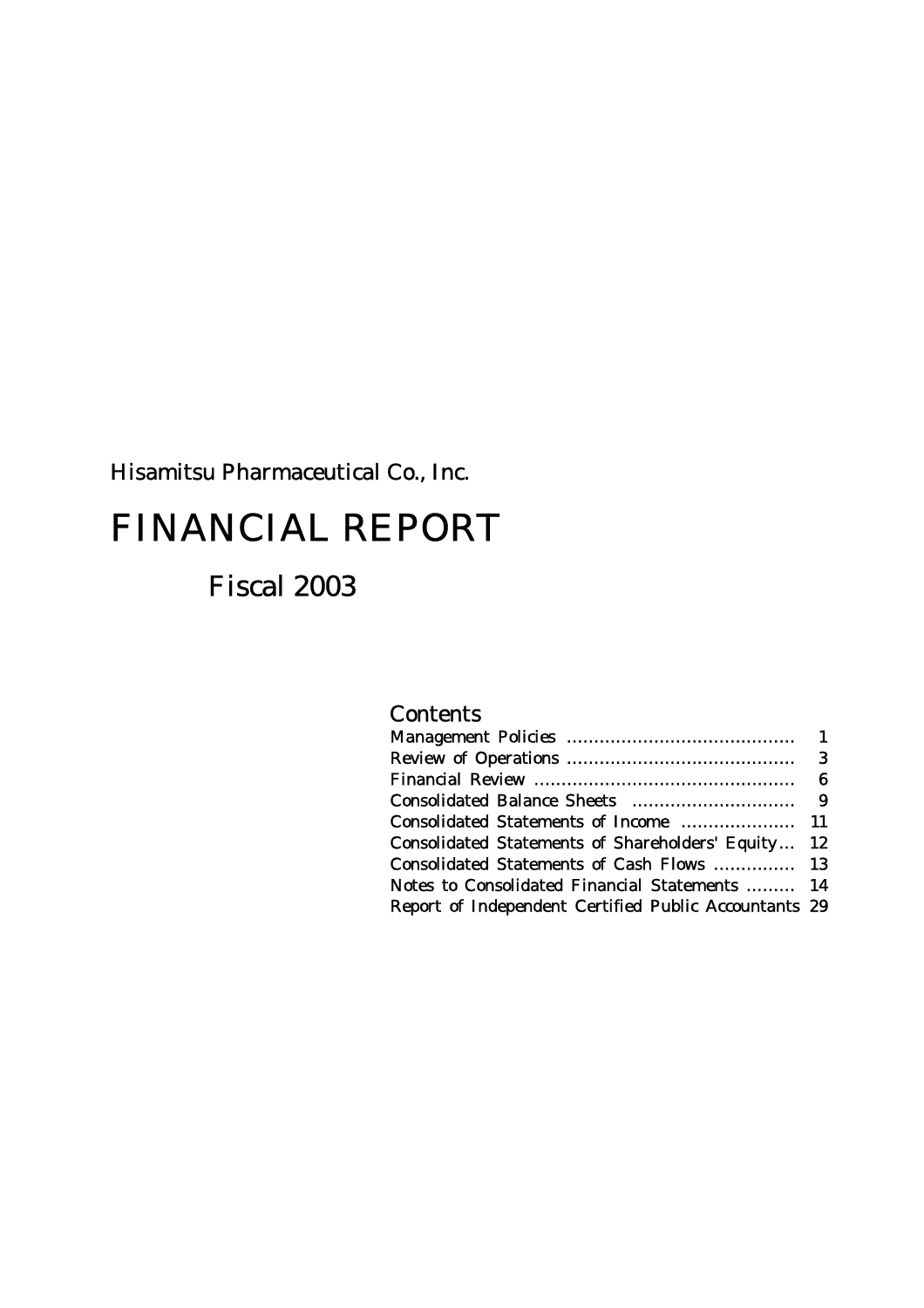Hisamitsu Pharmaceutical Co., Inc.

# FINANCIAL REPORT

## Fiscal 2003

### Contents

| | |
|---|---|
| Management Policies ........................................ | 1 |
| Review of Operations ........................................ | 3 |
| Financial Review ............................................... | 6 |
| Consolidated Balance Sheets ............................. | 9 |
| Consolidated Statements of Income ..................... | 11 |
| Consolidated Statements of Shareholders' Equity... | 12 |
| Consolidated Statements of Cash Flows ............... | 13 |
| Notes to Consolidated Financial Statements ......... | 14 |
| Report of Independent Certified Public Accountants | 29 |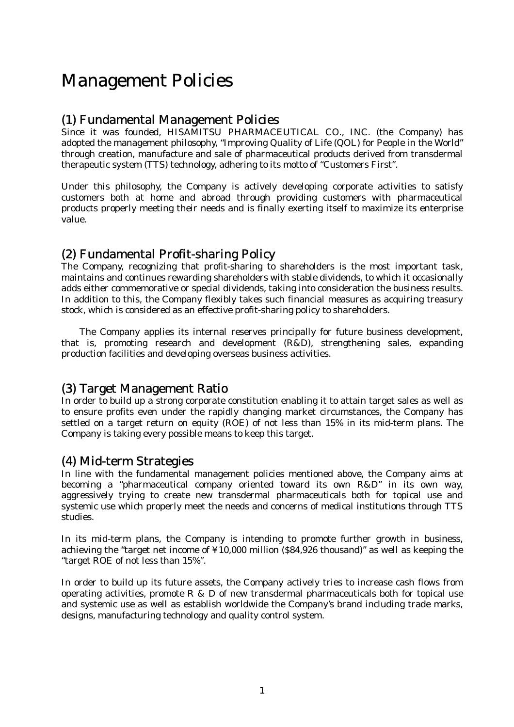# Management Policies

## (1) Fundamental Management Policies

Since it was founded, HISAMITSU PHARMACEUTICAL CO., INC. (the Company) has adopted the management philosophy, "Improving Quality of Life (QOL) for People in the World" through creation, manufacture and sale of pharmaceutical products derived from transdermal therapeutic system (TTS) technology, adhering to its motto of "Customers First".

Under this philosophy, the Company is actively developing corporate activities to satisfy customers both at home and abroad through providing customers with pharmaceutical products properly meeting their needs and is finally exerting itself to maximize its enterprise value.

## (2) Fundamental Profit-sharing Policy

The Company, recognizing that profit-sharing to shareholders is the most important task, maintains and continues rewarding shareholders with stable dividends, to which it occasionally adds either commemorative or special dividends, taking into consideration the business results. In addition to this, the Company flexibly takes such financial measures as acquiring treasury stock, which is considered as an effective profit-sharing policy to shareholders.

The Company applies its internal reserves principally for future business development, that is, promoting research and development (R&D), strengthening sales, expanding production facilities and developing overseas business activities.

## (3) Target Management Ratio

In order to build up a strong corporate constitution enabling it to attain target sales as well as to ensure profits even under the rapidly changing market circumstances, the Company has settled on a target return on equity (ROE) of not less than 15% in its mid-term plans. The Company is taking every possible means to keep this target.

## (4) Mid-term Strategies

In line with the fundamental management policies mentioned above, the Company aims at becoming a "pharmaceutical company oriented toward its own R&D" in its own way, aggressively trying to create new transdermal pharmaceuticals both for topical use and systemic use which properly meet the needs and concerns of medical institutions through TTS studies.

In its mid-term plans, the Company is intending to promote further growth in business, achieving the "target net income of ¥10,000 million ($84,926 thousand)" as well as keeping the "target ROE of not less than 15%".

In order to build up its future assets, the Company actively tries to increase cash flows from operating activities, promote R & D of new transdermal pharmaceuticals both for topical use and systemic use as well as establish worldwide the Company's brand including trade marks, designs, manufacturing technology and quality control system.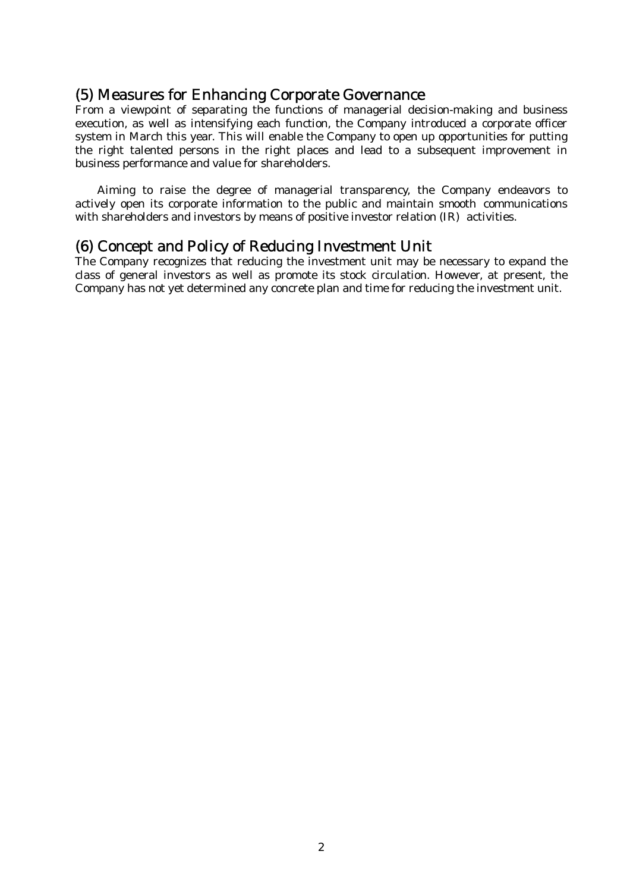## (5) Measures for Enhancing Corporate Governance

From a viewpoint of separating the functions of managerial decision-making and business execution, as well as intensifying each function, the Company introduced a corporate officer system in March this year. This will enable the Company to open up opportunities for putting the right talented persons in the right places and lead to a subsequent improvement in business performance and value for shareholders.

Aiming to raise the degree of managerial transparency, the Company endeavors to actively open its corporate information to the public and maintain smooth communications with shareholders and investors by means of positive investor relation (IR) activities.

## (6) Concept and Policy of Reducing Investment Unit

The Company recognizes that reducing the investment unit may be necessary to expand the class of general investors as well as promote its stock circulation. However, at present, the Company has not yet determined any concrete plan and time for reducing the investment unit.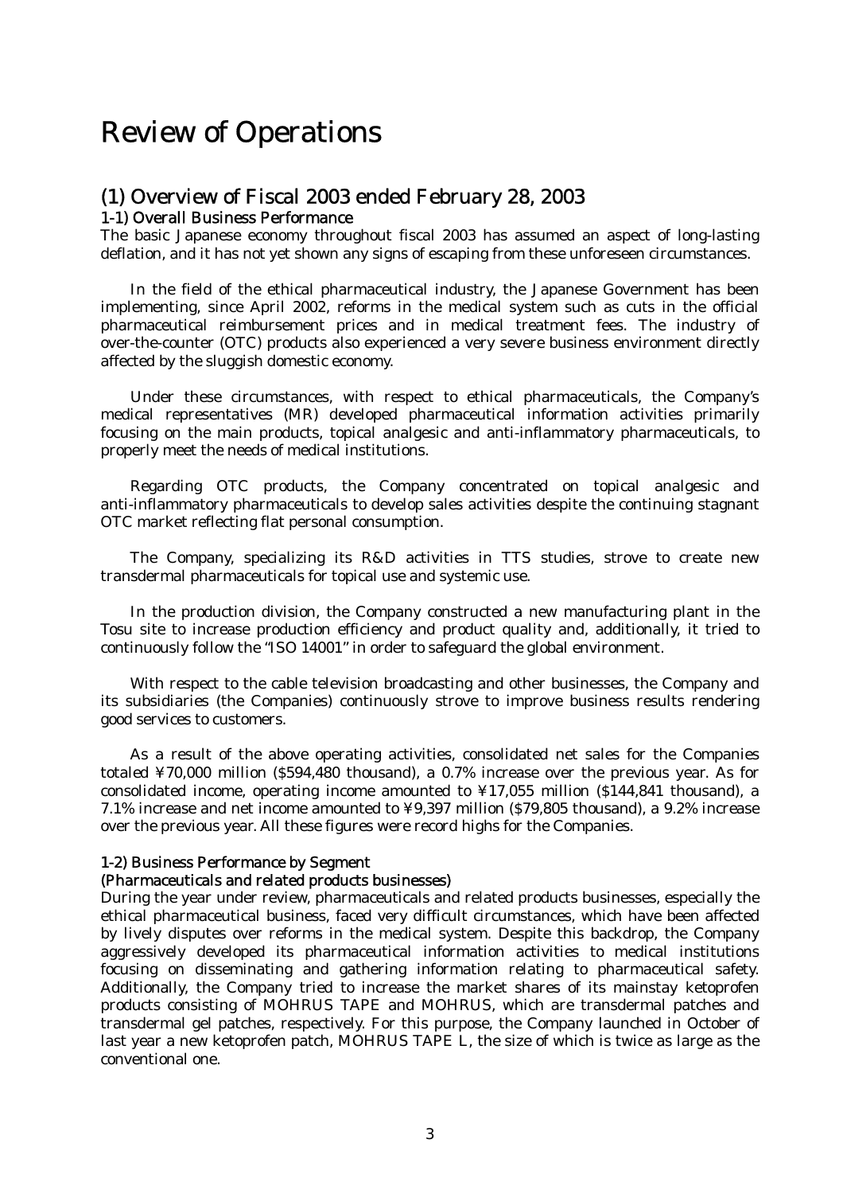# Review of Operations

## (1) Overview of Fiscal 2003 ended February 28, 2003

### 1-1) Overall Business Performance

The basic Japanese economy throughout fiscal 2003 has assumed an aspect of long-lasting deflation, and it has not yet shown any signs of escaping from these unforeseen circumstances.

In the field of the ethical pharmaceutical industry, the Japanese Government has been implementing, since April 2002, reforms in the medical system such as cuts in the official pharmaceutical reimbursement prices and in medical treatment fees. The industry of over-the-counter (OTC) products also experienced a very severe business environment directly affected by the sluggish domestic economy.

Under these circumstances, with respect to ethical pharmaceuticals, the Company's medical representatives (MR) developed pharmaceutical information activities primarily focusing on the main products, topical analgesic and anti-inflammatory pharmaceuticals, to properly meet the needs of medical institutions.

Regarding OTC products, the Company concentrated on topical analgesic and anti-inflammatory pharmaceuticals to develop sales activities despite the continuing stagnant OTC market reflecting flat personal consumption.

The Company, specializing its R&D activities in TTS studies, strove to create new transdermal pharmaceuticals for topical use and systemic use.

In the production division, the Company constructed a new manufacturing plant in the Tosu site to increase production efficiency and product quality and, additionally, it tried to continuously follow the "ISO 14001" in order to safeguard the global environment.

With respect to the cable television broadcasting and other businesses, the Company and its subsidiaries (the Companies) continuously strove to improve business results rendering good services to customers.

As a result of the above operating activities, consolidated net sales for the Companies totaled ¥70,000 million ($594,480 thousand), a 0.7% increase over the previous year. As for consolidated income, operating income amounted to ¥17,055 million ($144,841 thousand), a 7.1% increase and net income amounted to ¥9,397 million ($79,805 thousand), a 9.2% increase over the previous year. All these figures were record highs for the Companies.

### 1-2) Business Performance by Segment

#### (Pharmaceuticals and related products businesses)

During the year under review, pharmaceuticals and related products businesses, especially the ethical pharmaceutical business, faced very difficult circumstances, which have been affected by lively disputes over reforms in the medical system. Despite this backdrop, the Company aggressively developed its pharmaceutical information activities to medical institutions focusing on disseminating and gathering information relating to pharmaceutical safety. Additionally, the Company tried to increase the market shares of its mainstay ketoprofen products consisting of MOHRUS TAPE and MOHRUS, which are transdermal patches and transdermal gel patches, respectively. For this purpose, the Company launched in October of last year a new ketoprofen patch, MOHRUS TAPE L, the size of which is twice as large as the conventional one.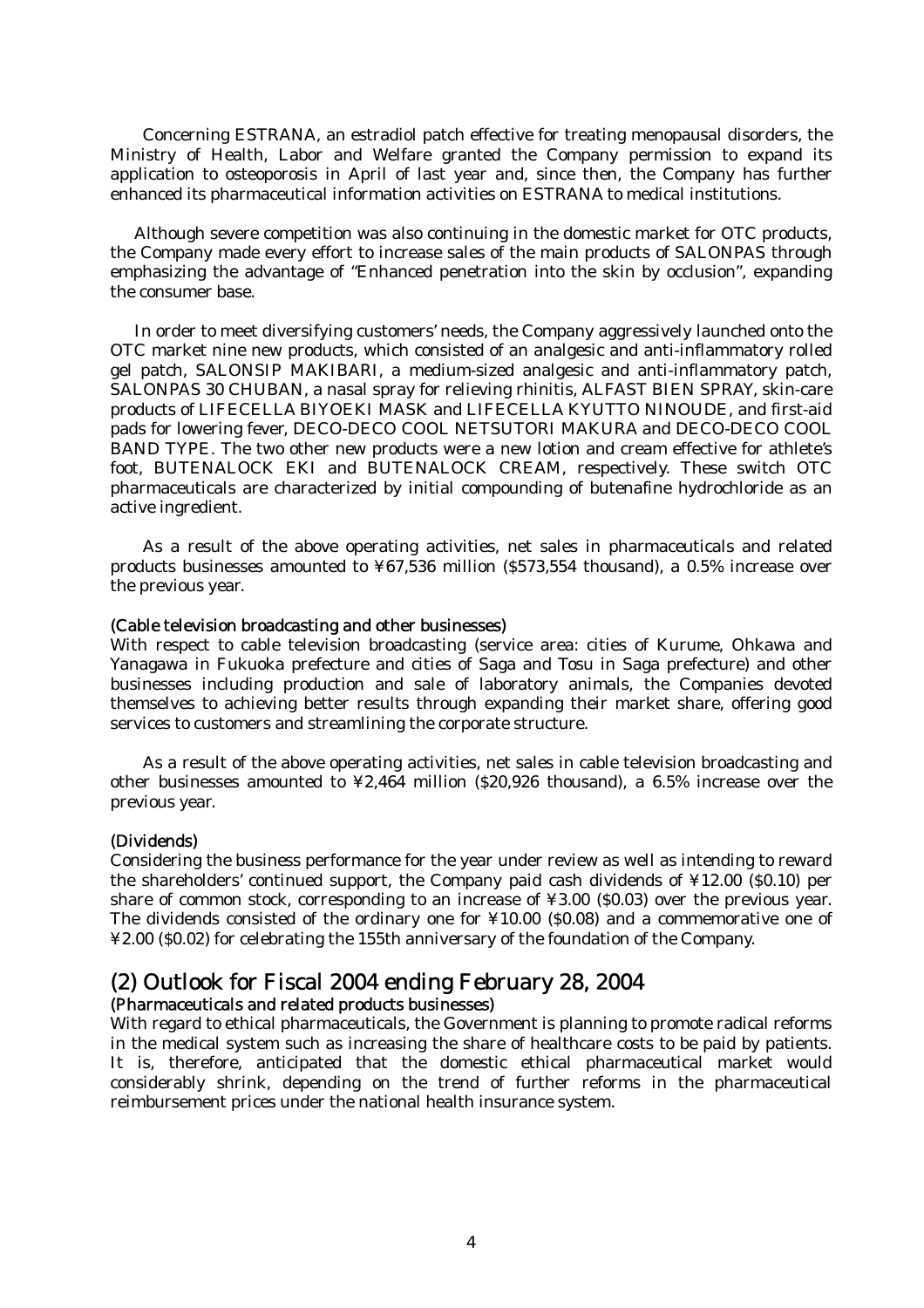Concerning ESTRANA, an estradiol patch effective for treating menopausal disorders, the Ministry of Health, Labor and Welfare granted the Company permission to expand its application to osteoporosis in April of last year and, since then, the Company has further enhanced its pharmaceutical information activities on ESTRANA to medical institutions.

Although severe competition was also continuing in the domestic market for OTC products, the Company made every effort to increase sales of the main products of SALONPAS through emphasizing the advantage of "Enhanced penetration into the skin by occlusion", expanding the consumer base.

In order to meet diversifying customers' needs, the Company aggressively launched onto the OTC market nine new products, which consisted of an analgesic and anti-inflammatory rolled gel patch, SALONSIP MAKIBARI, a medium-sized analgesic and anti-inflammatory patch, SALONPAS 30 CHUBAN, a nasal spray for relieving rhinitis, ALFAST BIEN SPRAY, skin-care products of LIFECELLA BIYOEKI MASK and LIFECELLA KYUTTO NINOUDE, and first-aid pads for lowering fever, DECO-DECO COOL NETSUTORI MAKURA and DECO-DECO COOL BAND TYPE. The two other new products were a new lotion and cream effective for athlete's foot, BUTENALOCK EKI and BUTENALOCK CREAM, respectively. These switch OTC pharmaceuticals are characterized by initial compounding of butenafine hydrochloride as an active ingredient.

As a result of the above operating activities, net sales in pharmaceuticals and related products businesses amounted to ¥67,536 million ($573,554 thousand), a 0.5% increase over the previous year.

#### (Cable television broadcasting and other businesses)

With respect to cable television broadcasting (service area: cities of Kurume, Ohkawa and Yanagawa in Fukuoka prefecture and cities of Saga and Tosu in Saga prefecture) and other businesses including production and sale of laboratory animals, the Companies devoted themselves to achieving better results through expanding their market share, offering good services to customers and streamlining the corporate structure.

As a result of the above operating activities, net sales in cable television broadcasting and other businesses amounted to ¥2,464 million ($20,926 thousand), a 6.5% increase over the previous year.

#### (Dividends)

Considering the business performance for the year under review as well as intending to reward the shareholders' continued support, the Company paid cash dividends of ¥12.00 ($0.10) per share of common stock, corresponding to an increase of ¥3.00 ($0.03) over the previous year. The dividends consisted of the ordinary one for ¥10.00 ($0.08) and a commemorative one of ¥2.00 ($0.02) for celebrating the 155th anniversary of the foundation of the Company.

## (2) Outlook for Fiscal 2004 ending February 28, 2004

#### (Pharmaceuticals and related products businesses)

With regard to ethical pharmaceuticals, the Government is planning to promote radical reforms in the medical system such as increasing the share of healthcare costs to be paid by patients. It is, therefore, anticipated that the domestic ethical pharmaceutical market would considerably shrink, depending on the trend of further reforms in the pharmaceutical reimbursement prices under the national health insurance system.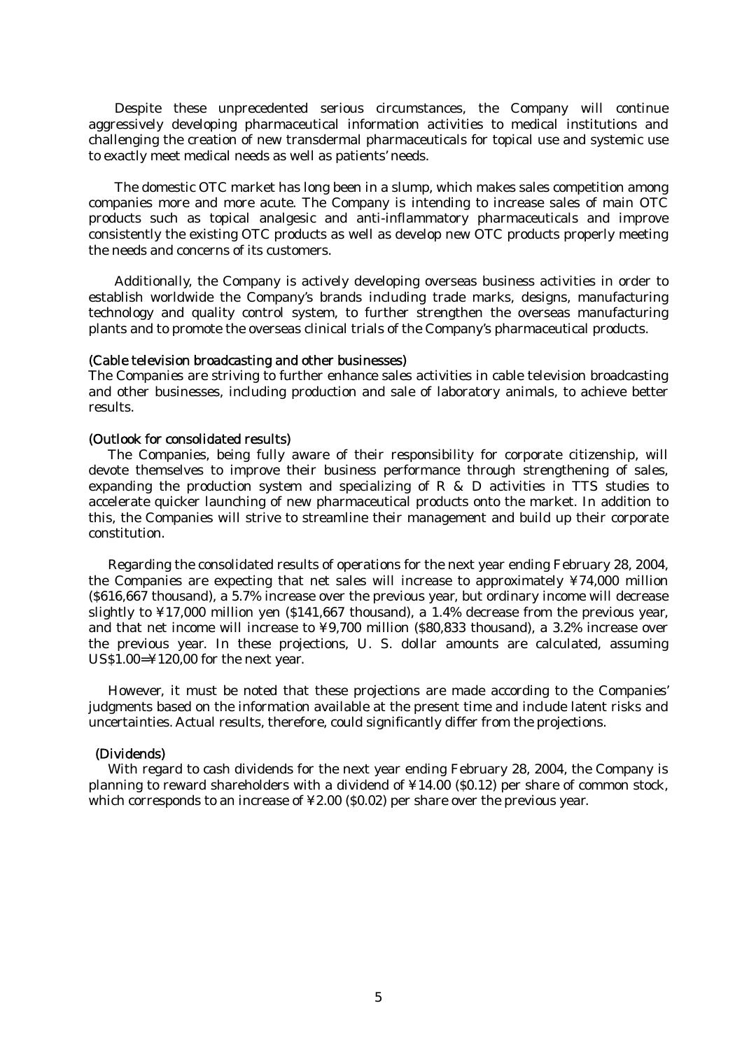Despite these unprecedented serious circumstances, the Company will continue aggressively developing pharmaceutical information activities to medical institutions and challenging the creation of new transdermal pharmaceuticals for topical use and systemic use to exactly meet medical needs as well as patients' needs.

The domestic OTC market has long been in a slump, which makes sales competition among companies more and more acute. The Company is intending to increase sales of main OTC products such as topical analgesic and anti-inflammatory pharmaceuticals and improve consistently the existing OTC products as well as develop new OTC products properly meeting the needs and concerns of its customers.

Additionally, the Company is actively developing overseas business activities in order to establish worldwide the Company's brands including trade marks, designs, manufacturing technology and quality control system, to further strengthen the overseas manufacturing plants and to promote the overseas clinical trials of the Company's pharmaceutical products.

(Cable television broadcasting and other businesses)

The Companies are striving to further enhance sales activities in cable television broadcasting and other businesses, including production and sale of laboratory animals, to achieve better results.

(Outlook for consolidated results)

The Companies, being fully aware of their responsibility for corporate citizenship, will devote themselves to improve their business performance through strengthening of sales, expanding the production system and specializing of R & D activities in TTS studies to accelerate quicker launching of new pharmaceutical products onto the market. In addition to this, the Companies will strive to streamline their management and build up their corporate constitution.

Regarding the consolidated results of operations for the next year ending February 28, 2004, the Companies are expecting that net sales will increase to approximately ¥74,000 million ($616,667 thousand), a 5.7% increase over the previous year, but ordinary income will decrease slightly to ¥17,000 million yen ($141,667 thousand), a 1.4% decrease from the previous year, and that net income will increase to ¥9,700 million ($80,833 thousand), a 3.2% increase over the previous year. In these projections, U. S. dollar amounts are calculated, assuming US$1.00=¥120,00 for the next year.

However, it must be noted that these projections are made according to the Companies' judgments based on the information available at the present time and include latent risks and uncertainties. Actual results, therefore, could significantly differ from the projections.

(Dividends)

With regard to cash dividends for the next year ending February 28, 2004, the Company is planning to reward shareholders with a dividend of ¥14.00 ($0.12) per share of common stock, which corresponds to an increase of ¥2.00 ($0.02) per share over the previous year.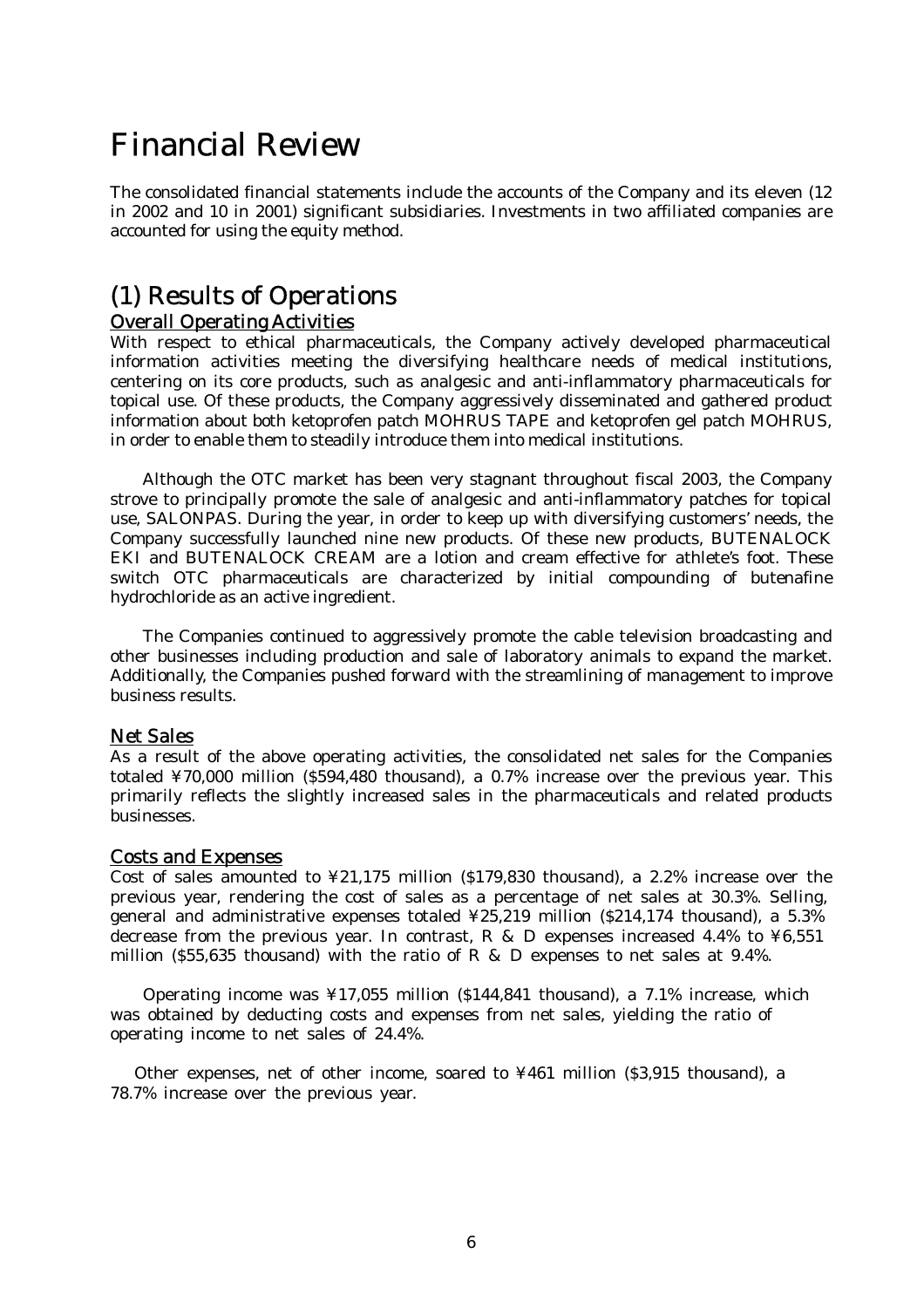# Financial Review

The consolidated financial statements include the accounts of the Company and its eleven (12 in 2002 and 10 in 2001) significant subsidiaries. Investments in two affiliated companies are accounted for using the equity method.

## (1) Results of Operations

### Overall Operating Activities

With respect to ethical pharmaceuticals, the Company actively developed pharmaceutical information activities meeting the diversifying healthcare needs of medical institutions, centering on its core products, such as analgesic and anti-inflammatory pharmaceuticals for topical use. Of these products, the Company aggressively disseminated and gathered product information about both ketoprofen patch MOHRUS TAPE and ketoprofen gel patch MOHRUS, in order to enable them to steadily introduce them into medical institutions.

Although the OTC market has been very stagnant throughout fiscal 2003, the Company strove to principally promote the sale of analgesic and anti-inflammatory patches for topical use, SALONPAS. During the year, in order to keep up with diversifying customers' needs, the Company successfully launched nine new products. Of these new products, BUTENALOCK EKI and BUTENALOCK CREAM are a lotion and cream effective for athlete's foot. These switch OTC pharmaceuticals are characterized by initial compounding of butenafine hydrochloride as an active ingredient.

The Companies continued to aggressively promote the cable television broadcasting and other businesses including production and sale of laboratory animals to expand the market. Additionally, the Companies pushed forward with the streamlining of management to improve business results.

### Net Sales

As a result of the above operating activities, the consolidated net sales for the Companies totaled ¥70,000 million ($594,480 thousand), a 0.7% increase over the previous year. This primarily reflects the slightly increased sales in the pharmaceuticals and related products businesses.

### Costs and Expenses

Cost of sales amounted to ¥21,175 million ($179,830 thousand), a 2.2% increase over the previous year, rendering the cost of sales as a percentage of net sales at 30.3%. Selling, general and administrative expenses totaled ¥25,219 million ($214,174 thousand), a 5.3% decrease from the previous year. In contrast, R & D expenses increased 4.4% to ¥6,551 million ($55,635 thousand) with the ratio of R & D expenses to net sales at 9.4%.

Operating income was ¥17,055 million ($144,841 thousand), a 7.1% increase, which was obtained by deducting costs and expenses from net sales, yielding the ratio of operating income to net sales of 24.4%.

Other expenses, net of other income, soared to ¥461 million ($3,915 thousand), a 78.7% increase over the previous year.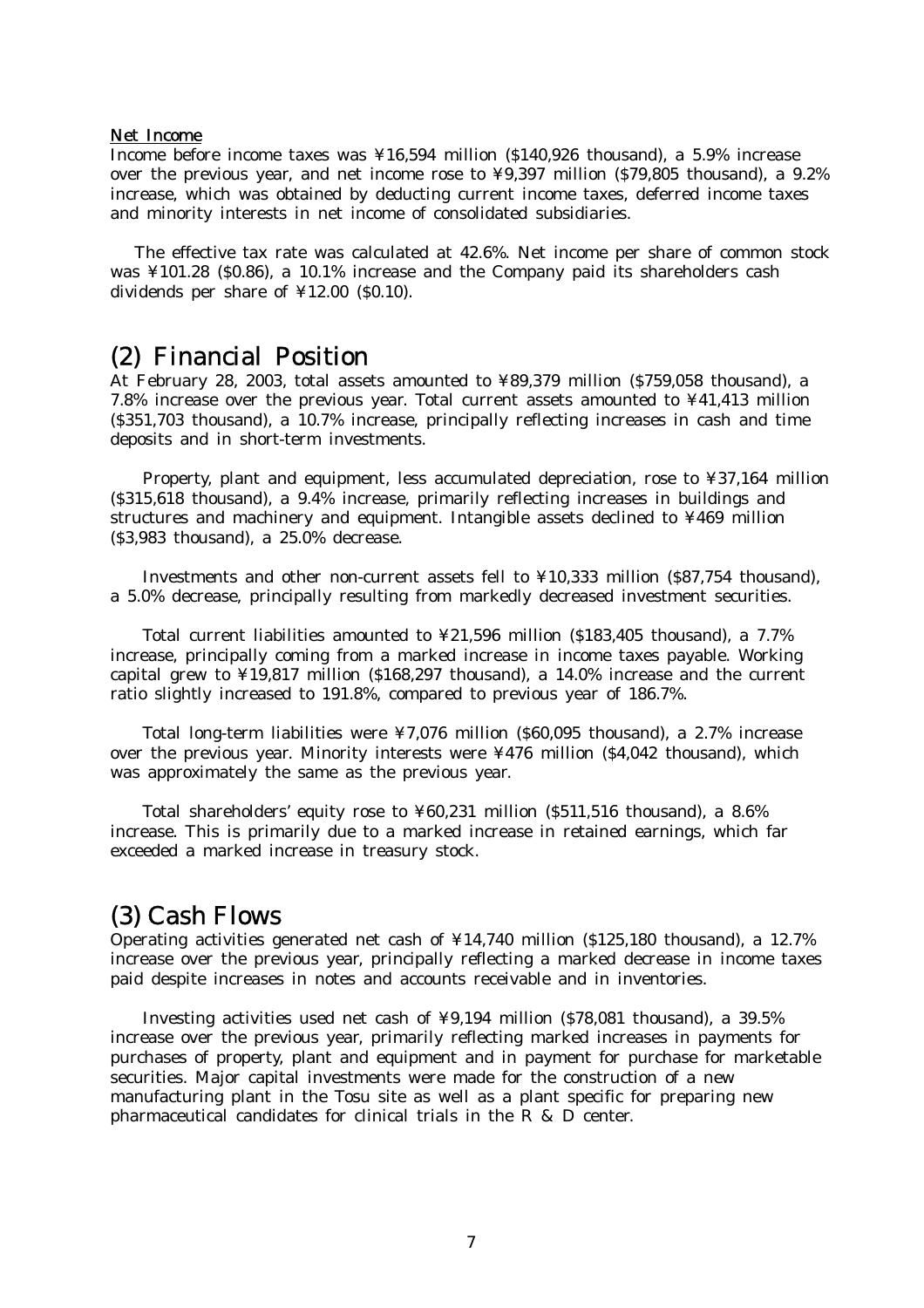Net Income

Income before income taxes was ¥16,594 million ($140,926 thousand), a 5.9% increase over the previous year, and net income rose to ¥9,397 million ($79,805 thousand), a 9.2% increase, which was obtained by deducting current income taxes, deferred income taxes and minority interests in net income of consolidated subsidiaries.

The effective tax rate was calculated at 42.6%. Net income per share of common stock was ¥101.28 ($0.86), a 10.1% increase and the Company paid its shareholders cash dividends per share of ¥12.00 ($0.10).

## (2) Financial Position

At February 28, 2003, total assets amounted to ¥89,379 million ($759,058 thousand), a 7.8% increase over the previous year. Total current assets amounted to ¥41,413 million ($351,703 thousand), a 10.7% increase, principally reflecting increases in cash and time deposits and in short-term investments.

Property, plant and equipment, less accumulated depreciation, rose to ¥37,164 million ($315,618 thousand), a 9.4% increase, primarily reflecting increases in buildings and structures and machinery and equipment. Intangible assets declined to ¥469 million ($3,983 thousand), a 25.0% decrease.

Investments and other non-current assets fell to ¥10,333 million ($87,754 thousand), a 5.0% decrease, principally resulting from markedly decreased investment securities.

Total current liabilities amounted to ¥21,596 million ($183,405 thousand), a 7.7% increase, principally coming from a marked increase in income taxes payable. Working capital grew to ¥19,817 million ($168,297 thousand), a 14.0% increase and the current ratio slightly increased to 191.8%, compared to previous year of 186.7%.

Total long-term liabilities were ¥7,076 million ($60,095 thousand), a 2.7% increase over the previous year. Minority interests were ¥476 million ($4,042 thousand), which was approximately the same as the previous year.

Total shareholders' equity rose to ¥60,231 million ($511,516 thousand), a 8.6% increase. This is primarily due to a marked increase in retained earnings, which far exceeded a marked increase in treasury stock.

## (3) Cash Flows

Operating activities generated net cash of ¥14,740 million ($125,180 thousand), a 12.7% increase over the previous year, principally reflecting a marked decrease in income taxes paid despite increases in notes and accounts receivable and in inventories.

Investing activities used net cash of ¥9,194 million ($78,081 thousand), a 39.5% increase over the previous year, primarily reflecting marked increases in payments for purchases of property, plant and equipment and in payment for purchase for marketable securities. Major capital investments were made for the construction of a new manufacturing plant in the Tosu site as well as a plant specific for preparing new pharmaceutical candidates for clinical trials in the R & D center.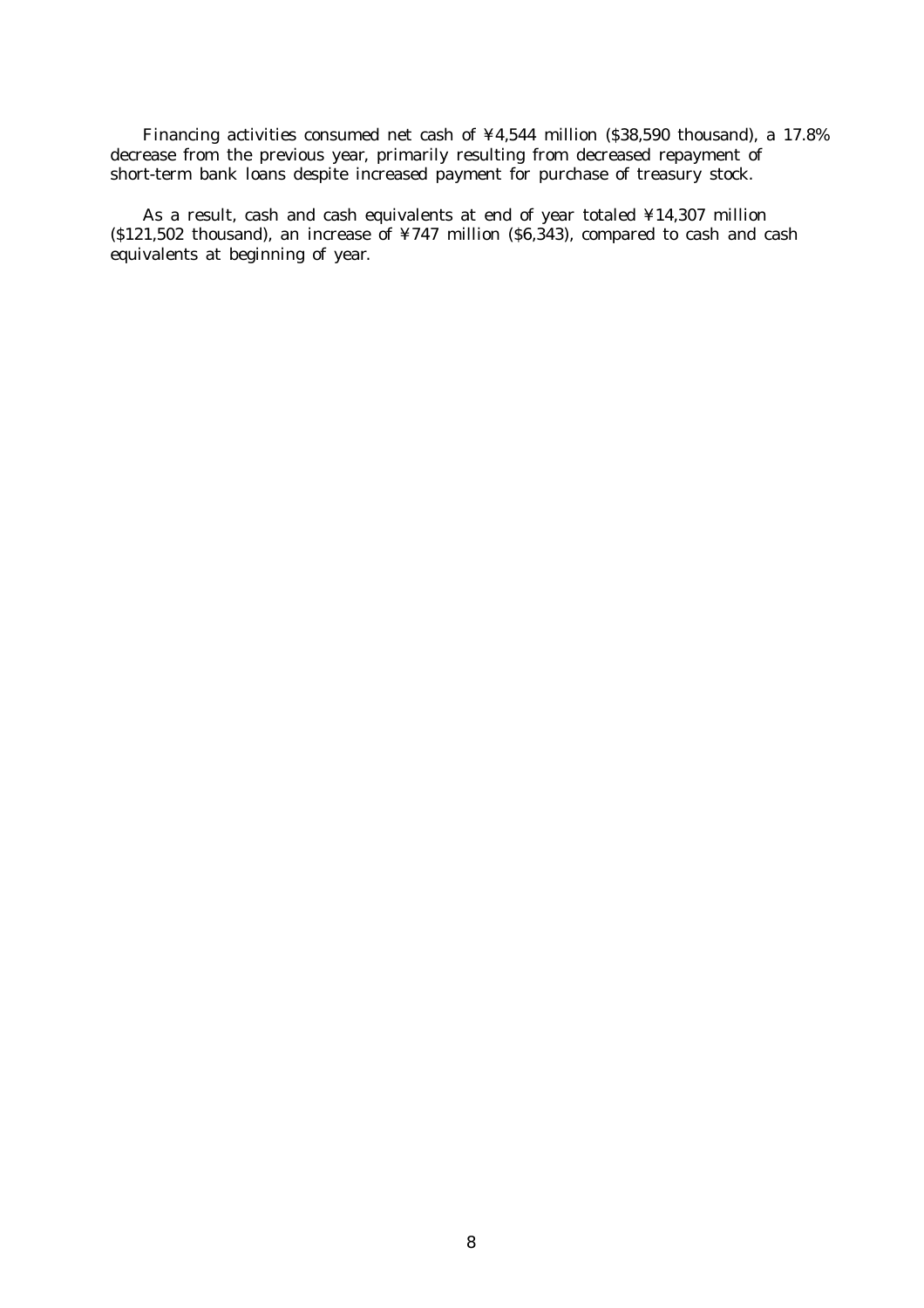Financing activities consumed net cash of ¥4,544 million ($38,590 thousand), a 17.8% decrease from the previous year, primarily resulting from decreased repayment of short-term bank loans despite increased payment for purchase of treasury stock.

As a result, cash and cash equivalents at end of year totaled ¥14,307 million ($121,502 thousand), an increase of ¥747 million ($6,343), compared to cash and cash equivalents at beginning of year.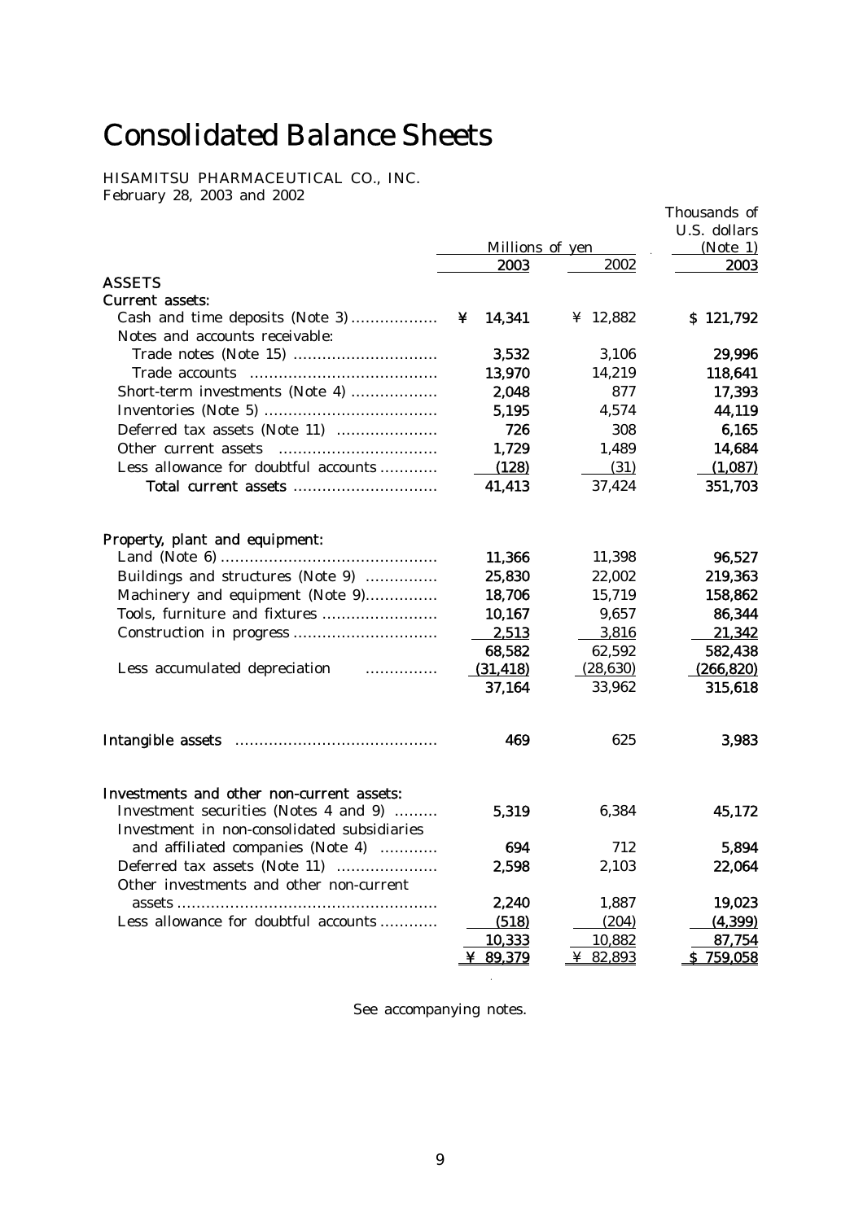# Consolidated Balance Sheets

HISAMITSU PHARMACEUTICAL CO., INC.
February 28, 2003 and 2002

| | Millions of yen | | Thousands of U.S. dollars (Note 1) |
|---|---|---|---|
| | 2003 | 2002 | 2003 |
| **ASSETS** | | | |
| **Current assets:** | | | |
| Cash and time deposits (Note 3) | ¥ 14,341 | ¥ 12,882 | $ 121,792 |
| Notes and accounts receivable: | | | |
| Trade notes (Note 15) | 3,532 | 3,106 | 29,996 |
| Trade accounts | 13,970 | 14,219 | 118,641 |
| Short-term investments (Note 4) | 2,048 | 877 | 17,393 |
| Inventories (Note 5) | 5,195 | 4,574 | 44,119 |
| Deferred tax assets (Note 11) | 726 | 308 | 6,165 |
| Other current assets | 1,729 | 1,489 | 14,684 |
| Less allowance for doubtful accounts | (128) | (31) | (1,087) |
| Total current assets | 41,413 | 37,424 | 351,703 |
| **Property, plant and equipment:** | | | |
| Land (Note 6) | 11,366 | 11,398 | 96,527 |
| Buildings and structures (Note 9) | 25,830 | 22,002 | 219,363 |
| Machinery and equipment (Note 9) | 18,706 | 15,719 | 158,862 |
| Tools, furniture and fixtures | 10,167 | 9,657 | 86,344 |
| Construction in progress | 2,513 | 3,816 | 21,342 |
| | 68,582 | 62,592 | 582,438 |
| Less accumulated depreciation | (31,418) | (28,630) | (266,820) |
| | 37,164 | 33,962 | 315,618 |
| **Intangible assets** | 469 | 625 | 3,983 |
| **Investments and other non-current assets:** | | | |
| Investment securities (Notes 4 and 9) | 5,319 | 6,384 | 45,172 |
| Investment in non-consolidated subsidiaries and affiliated companies (Note 4) | 694 | 712 | 5,894 |
| Deferred tax assets (Note 11) | 2,598 | 2,103 | 22,064 |
| Other investments and other non-current assets | 2,240 | 1,887 | 19,023 |
| Less allowance for doubtful accounts | (518) | (204) | (4,399) |
| | 10,333 | 10,882 | 87,754 |
| | ¥ 89,379 | ¥ 82,893 | $ 759,058 |

See accompanying notes.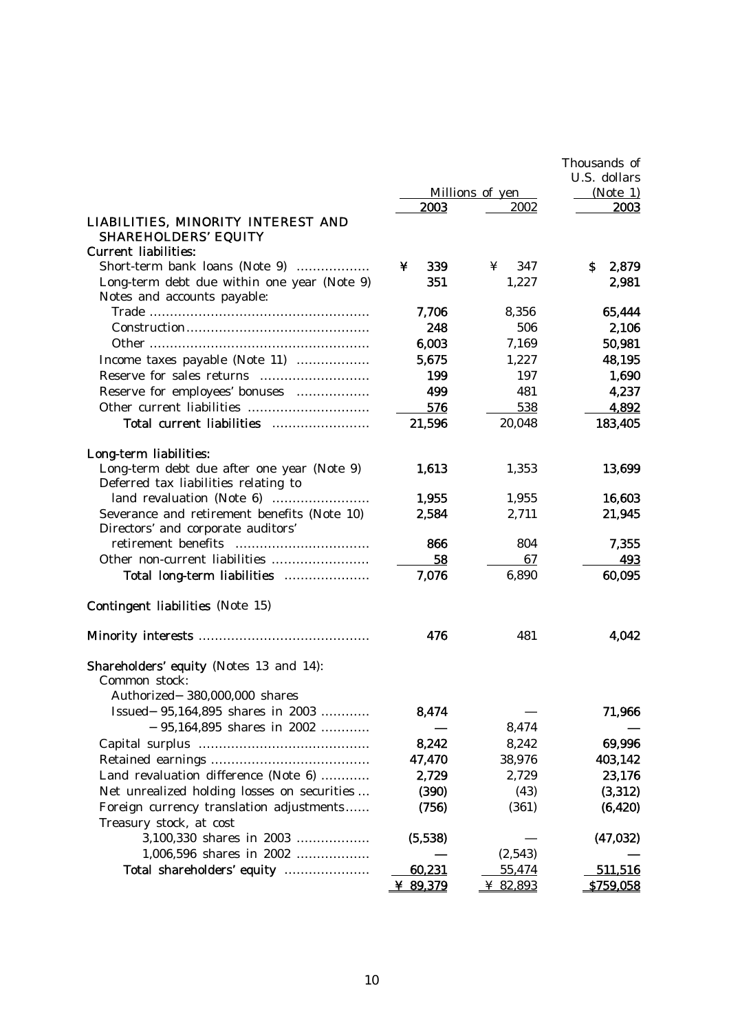| | Millions of yen | | Thousands of U.S. dollars (Note 1) |
|---|---|---|---|
| | 2003 | 2002 | 2003 |
| **LIABILITIES, MINORITY INTEREST AND SHAREHOLDERS' EQUITY** | | | |
| **Current liabilities:** | | | |
| Short-term bank loans (Note 9) | ¥ 339 | ¥ 347 | $ 2,879 |
| Long-term debt due within one year (Note 9) | 351 | 1,227 | 2,981 |
| Notes and accounts payable: | | | |
| Trade | 7,706 | 8,356 | 65,444 |
| Construction | 248 | 506 | 2,106 |
| Other | 6,003 | 7,169 | 50,981 |
| Income taxes payable (Note 11) | 5,675 | 1,227 | 48,195 |
| Reserve for sales returns | 199 | 197 | 1,690 |
| Reserve for employees' bonuses | 499 | 481 | 4,237 |
| Other current liabilities | 576 | 538 | 4,892 |
| **Total current liabilities** | 21,596 | 20,048 | 183,405 |
| **Long-term liabilities:** | | | |
| Long-term debt due after one year (Note 9) | 1,613 | 1,353 | 13,699 |
| Deferred tax liabilities relating to land revaluation (Note 6) | 1,955 | 1,955 | 16,603 |
| Severance and retirement benefits (Note 10) | 2,584 | 2,711 | 21,945 |
| Directors' and corporate auditors' retirement benefits | 866 | 804 | 7,355 |
| Other non-current liabilities | 58 | 67 | 493 |
| **Total long-term liabilities** | 7,076 | 6,890 | 60,095 |
| **Contingent liabilities** (Note 15) | | | |
| **Minority interests** | 476 | 481 | 4,042 |
| **Shareholders' equity** (Notes 13 and 14): | | | |
| Common stock: | | | |
| Authorized－380,000,000 shares | | | |
| Issued－95,164,895 shares in 2003 | 8,474 | — | 71,966 |
| －95,164,895 shares in 2002 | — | 8,474 | — |
| Capital surplus | 8,242 | 8,242 | 69,996 |
| Retained earnings | 47,470 | 38,976 | 403,142 |
| Land revaluation difference (Note 6) | 2,729 | 2,729 | 23,176 |
| Net unrealized holding losses on securities | (390) | (43) | (3,312) |
| Foreign currency translation adjustments | (756) | (361) | (6,420) |
| Treasury stock, at cost | | | |
| 3,100,330 shares in 2003 | (5,538) | — | (47,032) |
| 1,006,596 shares in 2002 | — | (2,543) | — |
| **Total shareholders' equity** | 60,231 | 55,474 | 511,516 |
| | ¥ 89,379 | ¥ 82,893 | $759,058 |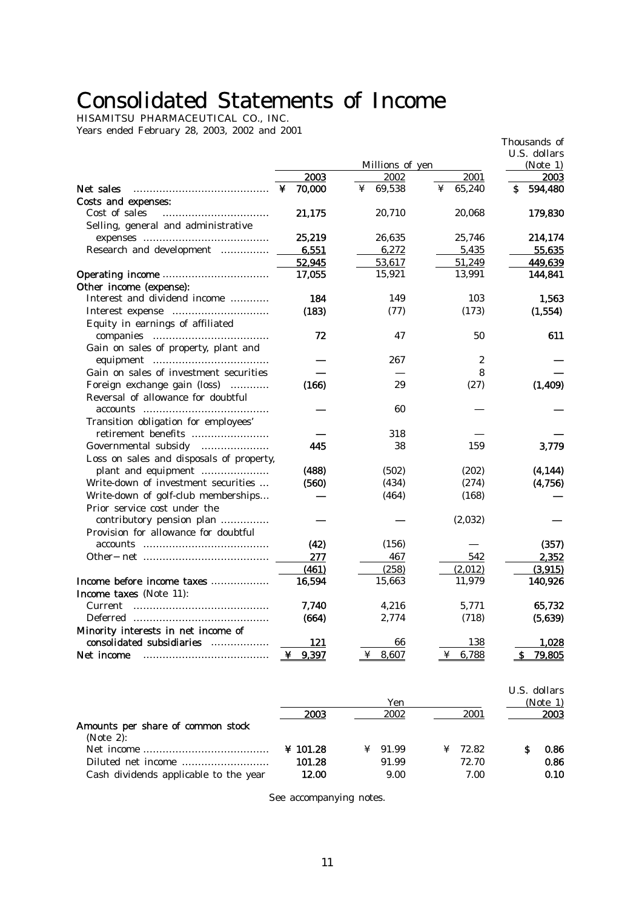# Consolidated Statements of Income

HISAMITSU PHARMACEUTICAL CO., INC.
Years ended February 28, 2003, 2002 and 2001

| | Millions of yen | | | Thousands of U.S. dollars (Note 1) |
|---|---|---|---|---|
| | 2003 | 2002 | 2001 | 2003 |
| **Net sales** | ¥ 70,000 | ¥ 69,538 | ¥ 65,240 | $ 594,480 |
| **Costs and expenses:** | | | | |
| Cost of sales | 21,175 | 20,710 | 20,068 | 179,830 |
| Selling, general and administrative expenses | 25,219 | 26,635 | 25,746 | 214,174 |
| Research and development | 6,551 | 6,272 | 5,435 | 55,635 |
| | 52,945 | 53,617 | 51,249 | 449,639 |
| **Operating income** | 17,055 | 15,921 | 13,991 | 144,841 |
| **Other income (expense):** | | | | |
| Interest and dividend income | 184 | 149 | 103 | 1,563 |
| Interest expense | (183) | (77) | (173) | (1,554) |
| Equity in earnings of affiliated companies | 72 | 47 | 50 | 611 |
| Gain on sales of property, plant and equipment | — | 267 | 2 | — |
| Gain on sales of investment securities | — | — | 8 | — |
| Foreign exchange gain (loss) | (166) | 29 | (27) | (1,409) |
| Reversal of allowance for doubtful accounts | — | 60 | — | — |
| Transition obligation for employees' retirement benefits | — | 318 | — | — |
| Governmental subsidy | 445 | 38 | 159 | 3,779 |
| Loss on sales and disposals of property, plant and equipment | (488) | (502) | (202) | (4,144) |
| Write-down of investment securities | (560) | (434) | (274) | (4,756) |
| Write-down of golf-club memberships | — | (464) | (168) | — |
| Prior service cost under the contributory pension plan | — | — | (2,032) | — |
| Provision for allowance for doubtful accounts | (42) | (156) | — | (357) |
| Other－net | 277 | 467 | 542 | 2,352 |
| | (461) | (258) | (2,012) | (3,915) |
| **Income before income taxes** | 16,594 | 15,663 | 11,979 | 140,926 |
| **Income taxes** (Note 11): | | | | |
| Current | 7,740 | 4,216 | 5,771 | 65,732 |
| Deferred | (664) | 2,774 | (718) | (5,639) |
| **Minority interests in net income of consolidated subsidiaries** | 121 | 66 | 138 | 1,028 |
| **Net income** | ¥ 9,397 | ¥ 8,607 | ¥ 6,788 | $ 79,805 |

| | Yen | | | U.S. dollars (Note 1) |
|---|---|---|---|---|
| | 2003 | 2002 | 2001 | 2003 |
| **Amounts per share of common stock** (Note 2): | | | | |
| Net income | ¥ 101.28 | ¥ 91.99 | ¥ 72.82 | $ 0.86 |
| Diluted net income | 101.28 | 91.99 | 72.70 | 0.86 |
| Cash dividends applicable to the year | 12.00 | 9.00 | 7.00 | 0.10 |

See accompanying notes.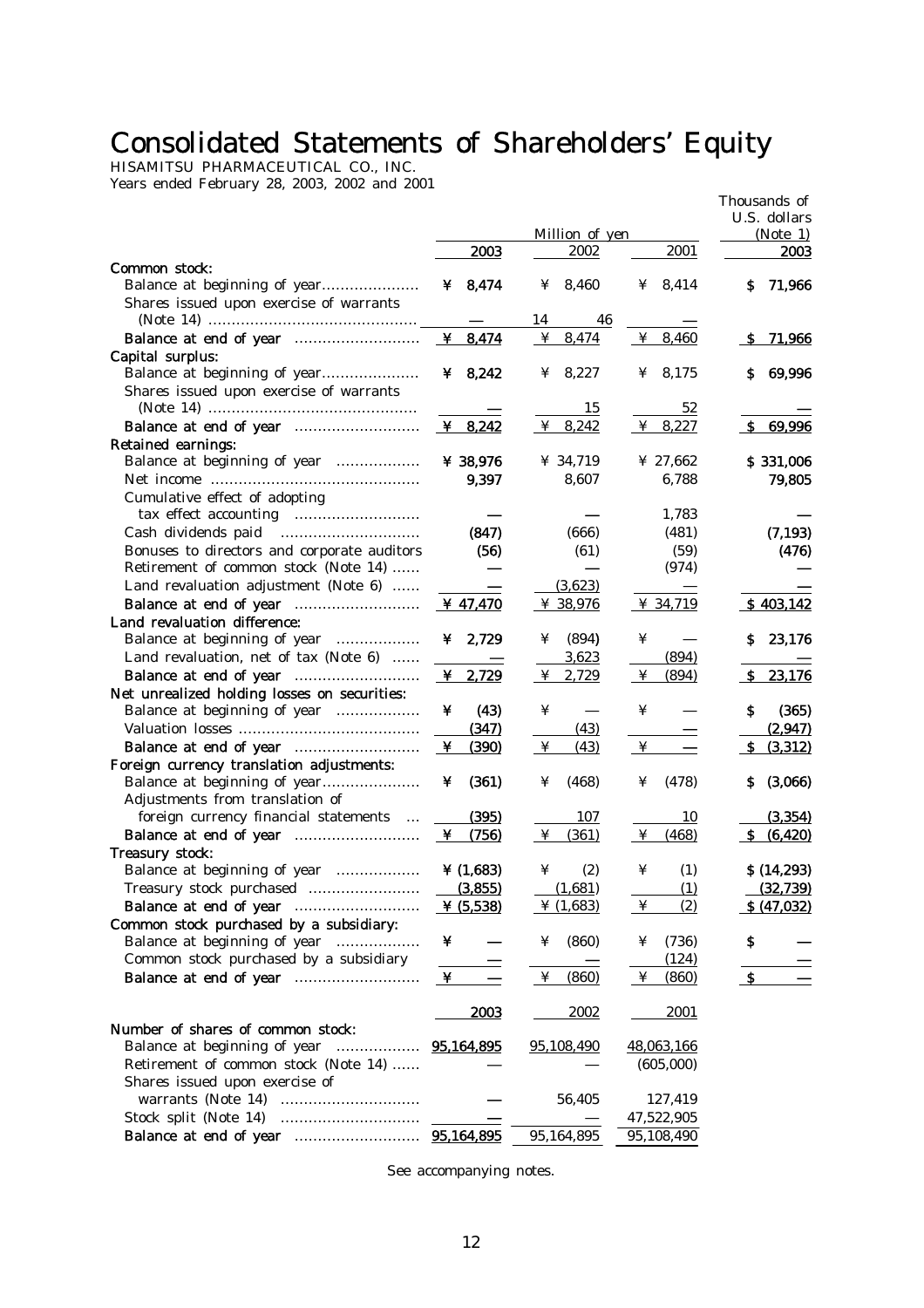# Consolidated Statements of Shareholders' Equity

HISAMITSU PHARMACEUTICAL CO., INC.
Years ended February 28, 2003, 2002 and 2001

| | Million of yen | | | Thousands of U.S. dollars (Note 1) |
|---|---|---|---|---|
| | 2003 | 2002 | 2001 | 2003 |
| **Common stock:** | | | | |
| Balance at beginning of year | ¥ 8,474 | ¥ 8,460 | ¥ 8,414 | $ 71,966 |
| Shares issued upon exercise of warrants (Note 14) | — | 14 | 46 | — |
| **Balance at end of year** | ¥ 8,474 | ¥ 8,474 | ¥ 8,460 | $ 71,966 |
| **Capital surplus:** | | | | |
| Balance at beginning of year | ¥ 8,242 | ¥ 8,227 | ¥ 8,175 | $ 69,996 |
| Shares issued upon exercise of warrants (Note 14) | — | 15 | 52 | — |
| **Balance at end of year** | ¥ 8,242 | ¥ 8,242 | ¥ 8,227 | $ 69,996 |
| **Retained earnings:** | | | | |
| Balance at beginning of year | ¥ 38,976 | ¥ 34,719 | ¥ 27,662 | $ 331,006 |
| Net income | 9,397 | 8,607 | 6,788 | 79,805 |
| Cumulative effect of adopting tax effect accounting | — | — | 1,783 | — |
| Cash dividends paid | (847) | (666) | (481) | (7,193) |
| Bonuses to directors and corporate auditors | (56) | (61) | (59) | (476) |
| Retirement of common stock (Note 14) | — | — | (974) | — |
| Land revaluation adjustment (Note 6) | — | (3,623) | — | — |
| **Balance at end of year** | ¥ 47,470 | ¥ 38,976 | ¥ 34,719 | $ 403,142 |
| **Land revaluation difference:** | | | | |
| Balance at beginning of year | ¥ 2,729 | ¥ (894) | ¥ — | $ 23,176 |
| Land revaluation, net of tax (Note 6) | — | 3,623 | (894) | — |
| **Balance at end of year** | ¥ 2,729 | ¥ 2,729 | ¥ (894) | $ 23,176 |
| **Net unrealized holding losses on securities:** | | | | |
| Balance at beginning of year | ¥ (43) | ¥ — | ¥ — | $ (365) |
| Valuation losses | (347) | (43) | — | (2,947) |
| **Balance at end of year** | ¥ (390) | ¥ (43) | ¥ — | $ (3,312) |
| **Foreign currency translation adjustments:** | | | | |
| Balance at beginning of year | ¥ (361) | ¥ (468) | ¥ (478) | $ (3,066) |
| Adjustments from translation of foreign currency financial statements | (395) | 107 | 10 | (3,354) |
| **Balance at end of year** | ¥ (756) | ¥ (361) | ¥ (468) | $ (6,420) |
| **Treasury stock:** | | | | |
| Balance at beginning of year | ¥ (1,683) | ¥ (2) | ¥ (1) | $ (14,293) |
| Treasury stock purchased | (3,855) | (1,681) | (1) | (32,739) |
| **Balance at end of year** | ¥ (5,538) | ¥ (1,683) | ¥ (2) | $ (47,032) |
| **Common stock purchased by a subsidiary:** | | | | |
| Balance at beginning of year | ¥ — | ¥ (860) | ¥ (736) | $ — |
| Common stock purchased by a subsidiary | — | — | (124) | — |
| **Balance at end of year** | ¥ — | ¥ (860) | ¥ (860) | $ — |

| | 2003 | 2002 | 2001 |
|---|---|---|---|
| **Number of shares of common stock:** | | | |
| Balance at beginning of year | 95,164,895 | 95,108,490 | 48,063,166 |
| Retirement of common stock (Note 14) | — | — | (605,000) |
| Shares issued upon exercise of warrants (Note 14) | — | 56,405 | 127,419 |
| Stock split (Note 14) | — | — | 47,522,905 |
| **Balance at end of year** | 95,164,895 | 95,164,895 | 95,108,490 |

See accompanying notes.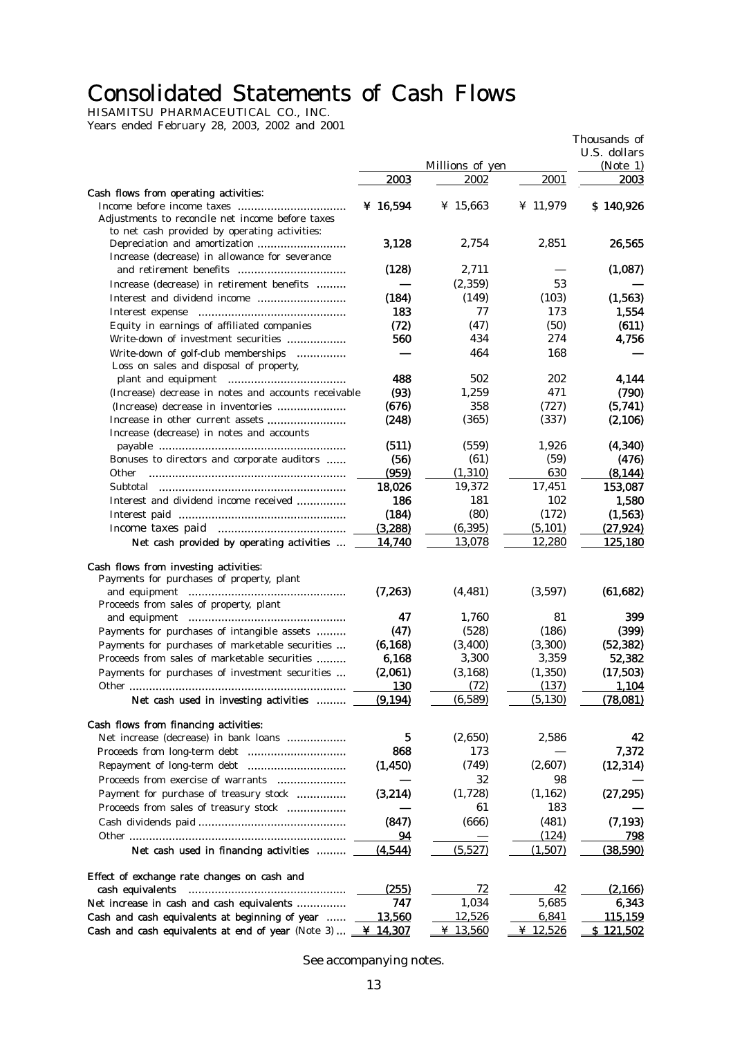# Consolidated Statements of Cash Flows

HISAMITSU PHARMACEUTICAL CO., INC.
Years ended February 28, 2003, 2002 and 2001

| | Millions of yen | | | Thousands of U.S. dollars (Note 1) |
|---|---|---|---|---|
| | 2003 | 2002 | 2001 | 2003 |
| **Cash flows from operating activities:** | | | | |
| Income before income taxes | ¥ 16,594 | ¥ 15,663 | ¥ 11,979 | $ 140,926 |
| Adjustments to reconcile net income before taxes to net cash provided by operating activities: | | | | |
| Depreciation and amortization | 3,128 | 2,754 | 2,851 | 26,565 |
| Increase (decrease) in allowance for severance and retirement benefits | (128) | 2,711 | — | (1,087) |
| Increase (decrease) in retirement benefits | — | (2,359) | 53 | — |
| Interest and dividend income | (184) | (149) | (103) | (1,563) |
| Interest expense | 183 | 77 | 173 | 1,554 |
| Equity in earnings of affiliated companies | (72) | (47) | (50) | (611) |
| Write-down of investment securities | 560 | 434 | 274 | 4,756 |
| Write-down of golf-club memberships | — | 464 | 168 | — |
| Loss on sales and disposal of property, plant and equipment | 488 | 502 | 202 | 4,144 |
| (Increase) decrease in notes and accounts receivable | (93) | 1,259 | 471 | (790) |
| (Increase) decrease in inventories | (676) | 358 | (727) | (5,741) |
| Increase in other current assets | (248) | (365) | (337) | (2,106) |
| Increase (decrease) in notes and accounts payable | (511) | (559) | 1,926 | (4,340) |
| Bonuses to directors and corporate auditors | (56) | (61) | (59) | (476) |
| Other | (959) | (1,310) | 630 | (8,144) |
| Subtotal | 18,026 | 19,372 | 17,451 | 153,087 |
| Interest and dividend income received | 186 | 181 | 102 | 1,580 |
| Interest paid | (184) | (80) | (172) | (1,563) |
| Income taxes paid | (3,288) | (6,395) | (5,101) | (27,924) |
| **Net cash provided by operating activities** | 14,740 | 13,078 | 12,280 | 125,180 |
| **Cash flows from investing activities:** | | | | |
| Payments for purchases of property, plant and equipment | (7,263) | (4,481) | (3,597) | (61,682) |
| Proceeds from sales of property, plant and equipment | 47 | 1,760 | 81 | 399 |
| Payments for purchases of intangible assets | (47) | (528) | (186) | (399) |
| Payments for purchases of marketable securities | (6,168) | (3,400) | (3,300) | (52,382) |
| Proceeds from sales of marketable securities | 6,168 | 3,300 | 3,359 | 52,382 |
| Payments for purchases of investment securities | (2,061) | (3,168) | (1,350) | (17,503) |
| Other | 130 | (72) | (137) | 1,104 |
| **Net cash used in investing activities** | (9,194) | (6,589) | (5,130) | (78,081) |
| **Cash flows from financing activities:** | | | | |
| Net increase (decrease) in bank loans | 5 | (2,650) | 2,586 | 42 |
| Proceeds from long-term debt | 868 | 173 | — | 7,372 |
| Repayment of long-term debt | (1,450) | (749) | (2,607) | (12,314) |
| Proceeds from exercise of warrants | — | 32 | 98 | — |
| Payment for purchase of treasury stock | (3,214) | (1,728) | (1,162) | (27,295) |
| Proceeds from sales of treasury stock | — | 61 | 183 | — |
| Cash dividends paid | (847) | (666) | (481) | (7,193) |
| Other | 94 | — | (124) | 798 |
| **Net cash used in financing activities** | (4,544) | (5,527) | (1,507) | (38,590) |
| **Effect of exchange rate changes on cash and cash equivalents** | (255) | 72 | 42 | (2,166) |
| **Net increase in cash and cash equivalents** | 747 | 1,034 | 5,685 | 6,343 |
| **Cash and cash equivalents at beginning of year** | 13,560 | 12,526 | 6,841 | 115,159 |
| **Cash and cash equivalents at end of year** (Note 3) | ¥ 14,307 | ¥ 13,560 | ¥ 12,526 | $ 121,502 |

See accompanying notes.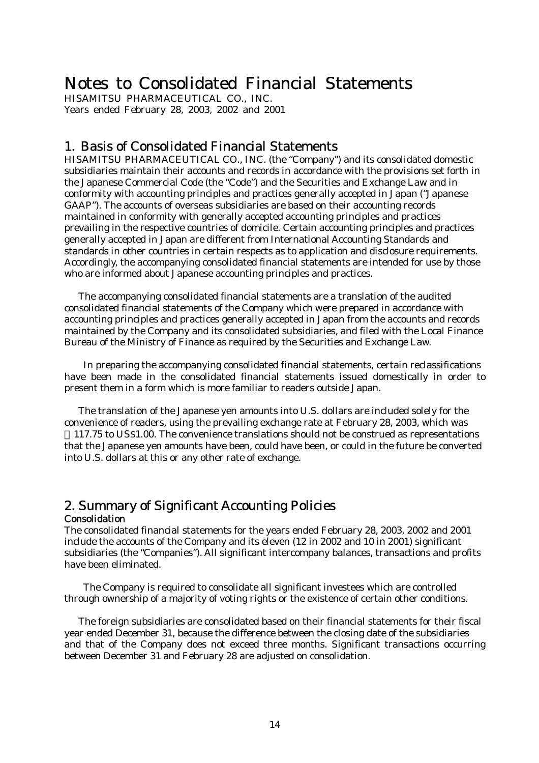# Notes to Consolidated Financial Statements

HISAMITSU PHARMACEUTICAL CO., INC.
Years ended February 28, 2003, 2002 and 2001

## 1. Basis of Consolidated Financial Statements

HISAMITSU PHARMACEUTICAL CO., INC. (the "Company") and its consolidated domestic subsidiaries maintain their accounts and records in accordance with the provisions set forth in the Japanese Commercial Code (the "Code") and the Securities and Exchange Law and in conformity with accounting principles and practices generally accepted in Japan ("Japanese GAAP"). The accounts of overseas subsidiaries are based on their accounting records maintained in conformity with generally accepted accounting principles and practices prevailing in the respective countries of domicile. Certain accounting principles and practices generally accepted in Japan are different from International Accounting Standards and standards in other countries in certain respects as to application and disclosure requirements. Accordingly, the accompanying consolidated financial statements are intended for use by those who are informed about Japanese accounting principles and practices.

The accompanying consolidated financial statements are a translation of the audited consolidated financial statements of the Company which were prepared in accordance with accounting principles and practices generally accepted in Japan from the accounts and records maintained by the Company and its consolidated subsidiaries, and filed with the Local Finance Bureau of the Ministry of Finance as required by the Securities and Exchange Law.

In preparing the accompanying consolidated financial statements, certain reclassifications have been made in the consolidated financial statements issued domestically in order to present them in a form which is more familiar to readers outside Japan.

The translation of the Japanese yen amounts into U.S. dollars are included solely for the convenience of readers, using the prevailing exchange rate at February 28, 2003, which was ¥117.75 to US$1.00. The convenience translations should not be construed as representations that the Japanese yen amounts have been, could have been, or could in the future be converted into U.S. dollars at this or any other rate of exchange.

## 2. Summary of Significant Accounting Policies

### Consolidation

The consolidated financial statements for the years ended February 28, 2003, 2002 and 2001 include the accounts of the Company and its eleven (12 in 2002 and 10 in 2001) significant subsidiaries (the "Companies"). All significant intercompany balances, transactions and profits have been eliminated.

The Company is required to consolidate all significant investees which are controlled through ownership of a majority of voting rights or the existence of certain other conditions.

The foreign subsidiaries are consolidated based on their financial statements for their fiscal year ended December 31, because the difference between the closing date of the subsidiaries and that of the Company does not exceed three months. Significant transactions occurring between December 31 and February 28 are adjusted on consolidation.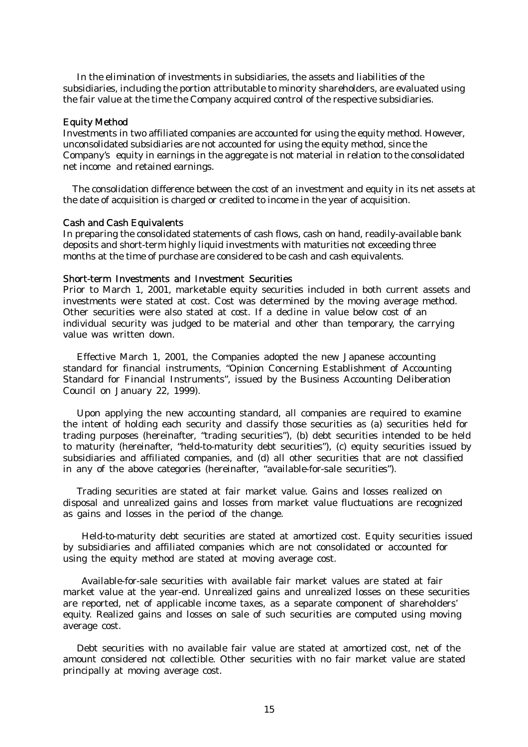In the elimination of investments in subsidiaries, the assets and liabilities of the subsidiaries, including the portion attributable to minority shareholders, are evaluated using the fair value at the time the Company acquired control of the respective subsidiaries.

### Equity Method

Investments in two affiliated companies are accounted for using the equity method. However, unconsolidated subsidiaries are not accounted for using the equity method, since the Company's equity in earnings in the aggregate is not material in relation to the consolidated net income and retained earnings.

The consolidation difference between the cost of an investment and equity in its net assets at the date of acquisition is charged or credited to income in the year of acquisition.

### Cash and Cash Equivalents

In preparing the consolidated statements of cash flows, cash on hand, readily-available bank deposits and short-term highly liquid investments with maturities not exceeding three months at the time of purchase are considered to be cash and cash equivalents.

### Short-term Investments and Investment Securities

Prior to March 1, 2001, marketable equity securities included in both current assets and investments were stated at cost. Cost was determined by the moving average method. Other securities were also stated at cost. If a decline in value below cost of an individual security was judged to be material and other than temporary, the carrying value was written down.

Effective March 1, 2001, the Companies adopted the new Japanese accounting standard for financial instruments, "Opinion Concerning Establishment of Accounting Standard for Financial Instruments", issued by the Business Accounting Deliberation Council on January 22, 1999).

Upon applying the new accounting standard, all companies are required to examine the intent of holding each security and classify those securities as (a) securities held for trading purposes (hereinafter, "trading securities"), (b) debt securities intended to be held to maturity (hereinafter, "held-to-maturity debt securities"), (c) equity securities issued by subsidiaries and affiliated companies, and (d) all other securities that are not classified in any of the above categories (hereinafter, "available-for-sale securities").

Trading securities are stated at fair market value. Gains and losses realized on disposal and unrealized gains and losses from market value fluctuations are recognized as gains and losses in the period of the change.

Held-to-maturity debt securities are stated at amortized cost. Equity securities issued by subsidiaries and affiliated companies which are not consolidated or accounted for using the equity method are stated at moving average cost.

Available-for-sale securities with available fair market values are stated at fair market value at the year-end. Unrealized gains and unrealized losses on these securities are reported, net of applicable income taxes, as a separate component of shareholders' equity. Realized gains and losses on sale of such securities are computed using moving average cost.

Debt securities with no available fair value are stated at amortized cost, net of the amount considered not collectible. Other securities with no fair market value are stated principally at moving average cost.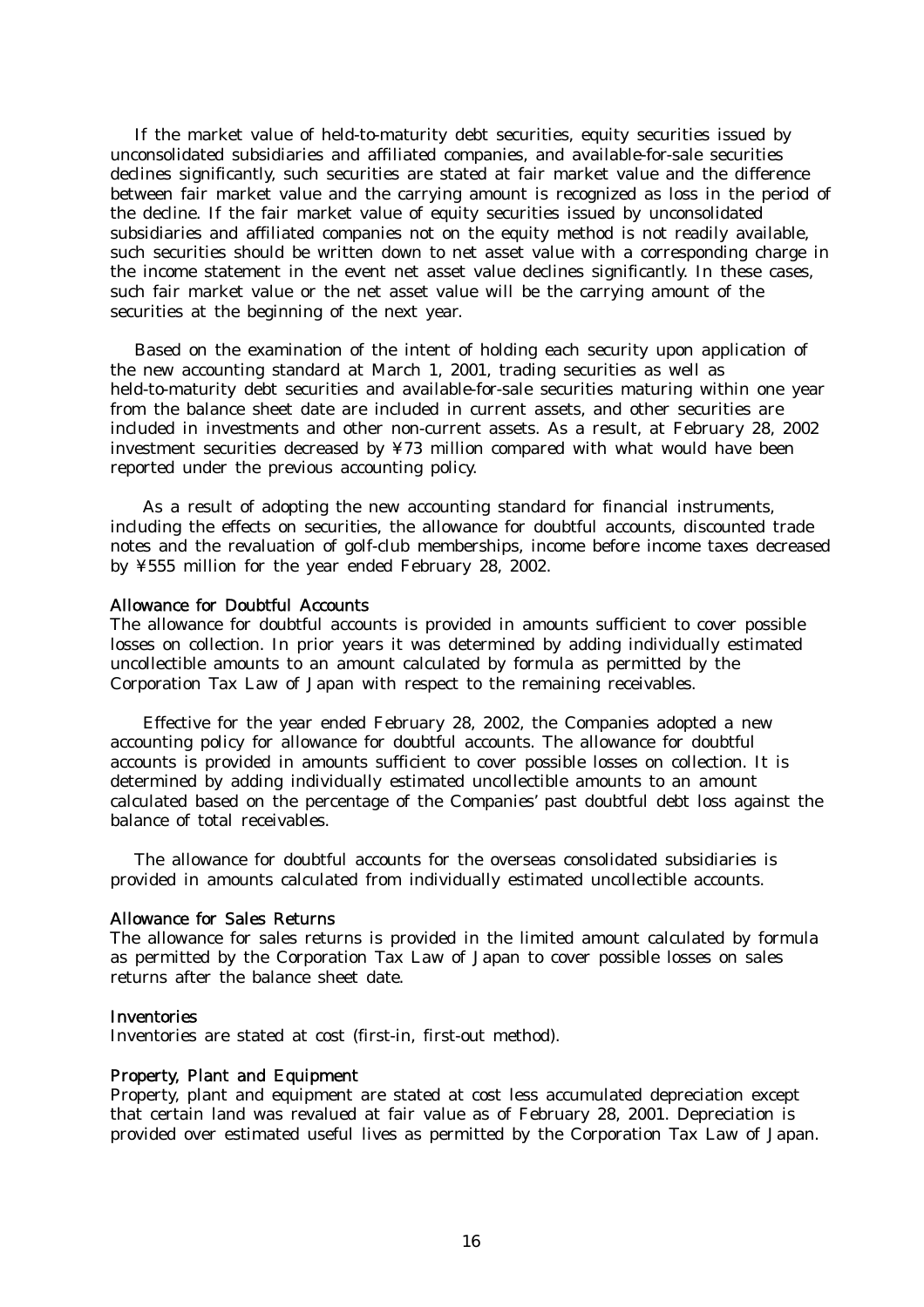If the market value of held-to-maturity debt securities, equity securities issued by unconsolidated subsidiaries and affiliated companies, and available-for-sale securities declines significantly, such securities are stated at fair market value and the difference between fair market value and the carrying amount is recognized as loss in the period of the decline. If the fair market value of equity securities issued by unconsolidated subsidiaries and affiliated companies not on the equity method is not readily available, such securities should be written down to net asset value with a corresponding charge in the income statement in the event net asset value declines significantly. In these cases, such fair market value or the net asset value will be the carrying amount of the securities at the beginning of the next year.

Based on the examination of the intent of holding each security upon application of the new accounting standard at March 1, 2001, trading securities as well as held-to-maturity debt securities and available-for-sale securities maturing within one year from the balance sheet date are included in current assets, and other securities are included in investments and other non-current assets. As a result, at February 28, 2002 investment securities decreased by ¥73 million compared with what would have been reported under the previous accounting policy.

As a result of adopting the new accounting standard for financial instruments, including the effects on securities, the allowance for doubtful accounts, discounted trade notes and the revaluation of golf-club memberships, income before income taxes decreased by ¥555 million for the year ended February 28, 2002.

### Allowance for Doubtful Accounts

The allowance for doubtful accounts is provided in amounts sufficient to cover possible losses on collection. In prior years it was determined by adding individually estimated uncollectible amounts to an amount calculated by formula as permitted by the Corporation Tax Law of Japan with respect to the remaining receivables.

Effective for the year ended February 28, 2002, the Companies adopted a new accounting policy for allowance for doubtful accounts. The allowance for doubtful accounts is provided in amounts sufficient to cover possible losses on collection. It is determined by adding individually estimated uncollectible amounts to an amount calculated based on the percentage of the Companies' past doubtful debt loss against the balance of total receivables.

The allowance for doubtful accounts for the overseas consolidated subsidiaries is provided in amounts calculated from individually estimated uncollectible accounts.

### Allowance for Sales Returns

The allowance for sales returns is provided in the limited amount calculated by formula as permitted by the Corporation Tax Law of Japan to cover possible losses on sales returns after the balance sheet date.

### Inventories

Inventories are stated at cost (first-in, first-out method).

### Property, Plant and Equipment

Property, plant and equipment are stated at cost less accumulated depreciation except that certain land was revalued at fair value as of February 28, 2001. Depreciation is provided over estimated useful lives as permitted by the Corporation Tax Law of Japan.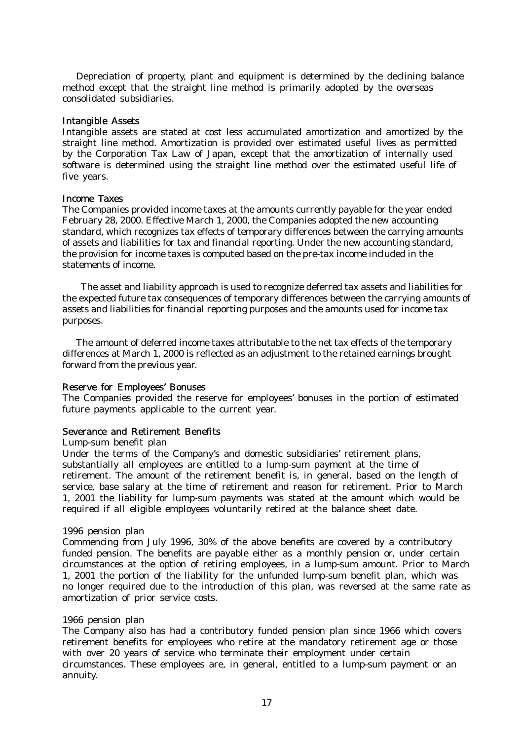Depreciation of property, plant and equipment is determined by the declining balance method except that the straight line method is primarily adopted by the overseas consolidated subsidiaries.

### Intangible Assets

Intangible assets are stated at cost less accumulated amortization and amortized by the straight line method. Amortization is provided over estimated useful lives as permitted by the Corporation Tax Law of Japan, except that the amortization of internally used software is determined using the straight line method over the estimated useful life of five years.

### Income Taxes

The Companies provided income taxes at the amounts currently payable for the year ended February 28, 2000. Effective March 1, 2000, the Companies adopted the new accounting standard, which recognizes tax effects of temporary differences between the carrying amounts of assets and liabilities for tax and financial reporting. Under the new accounting standard, the provision for income taxes is computed based on the pre-tax income included in the statements of income.

The asset and liability approach is used to recognize deferred tax assets and liabilities for the expected future tax consequences of temporary differences between the carrying amounts of assets and liabilities for financial reporting purposes and the amounts used for income tax purposes.

The amount of deferred income taxes attributable to the net tax effects of the temporary differences at March 1, 2000 is reflected as an adjustment to the retained earnings brought forward from the previous year.

### Reserve for Employees' Bonuses

The Companies provided the reserve for employees' bonuses in the portion of estimated future payments applicable to the current year.

### Severance and Retirement Benefits

Lump-sum benefit plan

Under the terms of the Company's and domestic subsidiaries' retirement plans, substantially all employees are entitled to a lump-sum payment at the time of retirement. The amount of the retirement benefit is, in general, based on the length of service, base salary at the time of retirement and reason for retirement. Prior to March 1, 2001 the liability for lump-sum payments was stated at the amount which would be required if all eligible employees voluntarily retired at the balance sheet date.

1996 pension plan

Commencing from July 1996, 30% of the above benefits are covered by a contributory funded pension. The benefits are payable either as a monthly pension or, under certain circumstances at the option of retiring employees, in a lump-sum amount. Prior to March 1, 2001 the portion of the liability for the unfunded lump-sum benefit plan, which was no longer required due to the introduction of this plan, was reversed at the same rate as amortization of prior service costs.

1966 pension plan

The Company also has had a contributory funded pension plan since 1966 which covers retirement benefits for employees who retire at the mandatory retirement age or those with over 20 years of service who terminate their employment under certain circumstances. These employees are, in general, entitled to a lump-sum payment or an annuity.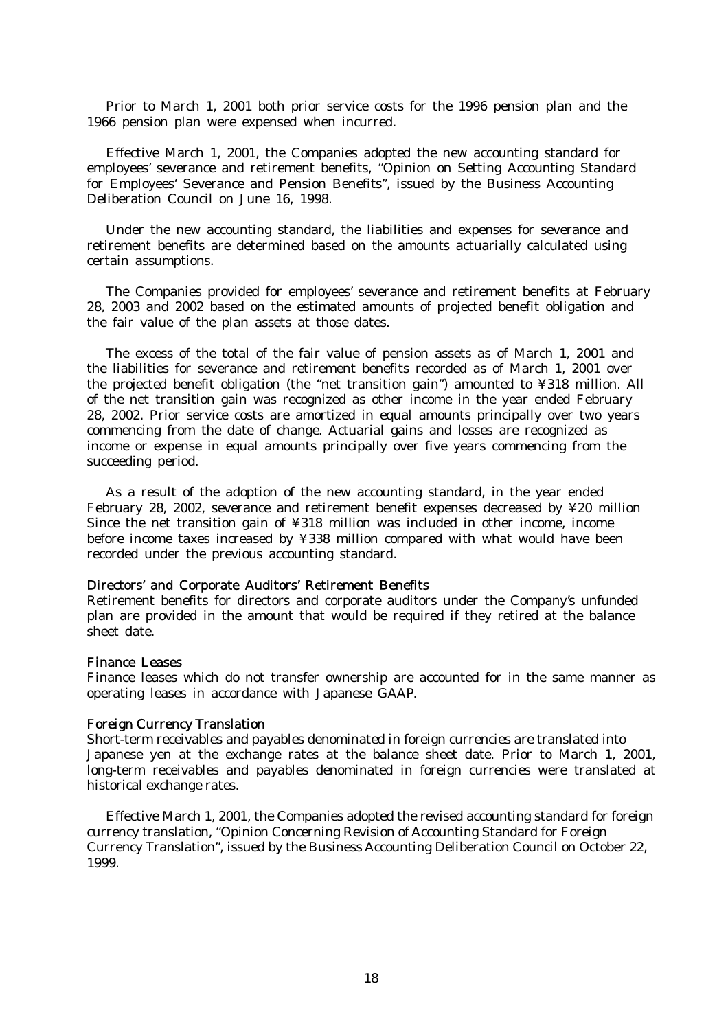Prior to March 1, 2001 both prior service costs for the 1996 pension plan and the 1966 pension plan were expensed when incurred.

Effective March 1, 2001, the Companies adopted the new accounting standard for employees' severance and retirement benefits, "Opinion on Setting Accounting Standard for Employees' Severance and Pension Benefits", issued by the Business Accounting Deliberation Council on June 16, 1998.

Under the new accounting standard, the liabilities and expenses for severance and retirement benefits are determined based on the amounts actuarially calculated using certain assumptions.

The Companies provided for employees' severance and retirement benefits at February 28, 2003 and 2002 based on the estimated amounts of projected benefit obligation and the fair value of the plan assets at those dates.

The excess of the total of the fair value of pension assets as of March 1, 2001 and the liabilities for severance and retirement benefits recorded as of March 1, 2001 over the projected benefit obligation (the "net transition gain") amounted to ¥318 million. All of the net transition gain was recognized as other income in the year ended February 28, 2002. Prior service costs are amortized in equal amounts principally over two years commencing from the date of change. Actuarial gains and losses are recognized as income or expense in equal amounts principally over five years commencing from the succeeding period.

As a result of the adoption of the new accounting standard, in the year ended February 28, 2002, severance and retirement benefit expenses decreased by ¥20 million Since the net transition gain of ¥318 million was included in other income, income before income taxes increased by ¥338 million compared with what would have been recorded under the previous accounting standard.

### Directors' and Corporate Auditors' Retirement Benefits

Retirement benefits for directors and corporate auditors under the Company's unfunded plan are provided in the amount that would be required if they retired at the balance sheet date.

### Finance Leases

Finance leases which do not transfer ownership are accounted for in the same manner as operating leases in accordance with Japanese GAAP.

### Foreign Currency Translation

Short-term receivables and payables denominated in foreign currencies are translated into Japanese yen at the exchange rates at the balance sheet date. Prior to March 1, 2001, long-term receivables and payables denominated in foreign currencies were translated at historical exchange rates.

Effective March 1, 2001, the Companies adopted the revised accounting standard for foreign currency translation, "Opinion Concerning Revision of Accounting Standard for Foreign Currency Translation", issued by the Business Accounting Deliberation Council on October 22, 1999.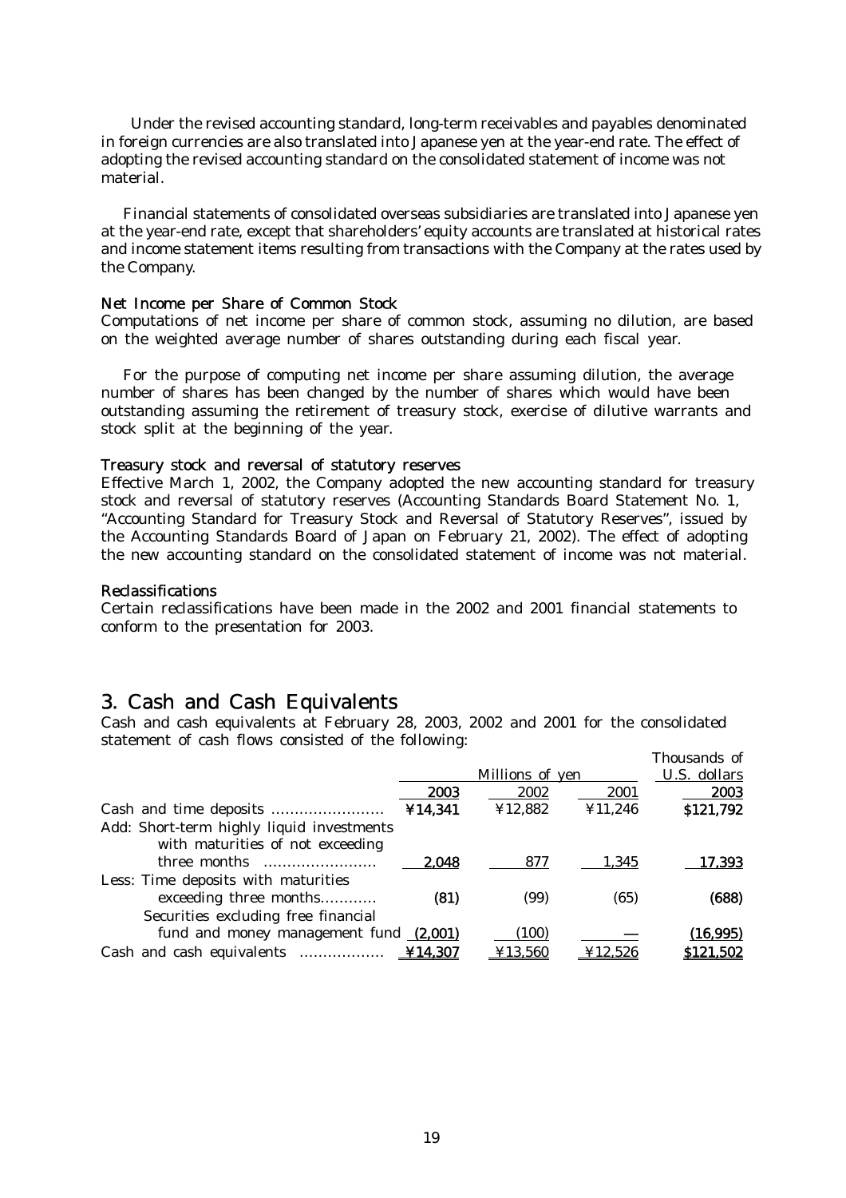Under the revised accounting standard, long-term receivables and payables denominated in foreign currencies are also translated into Japanese yen at the year-end rate. The effect of adopting the revised accounting standard on the consolidated statement of income was not material.

Financial statements of consolidated overseas subsidiaries are translated into Japanese yen at the year-end rate, except that shareholders' equity accounts are translated at historical rates and income statement items resulting from transactions with the Company at the rates used by the Company.

### Net Income per Share of Common Stock

Computations of net income per share of common stock, assuming no dilution, are based on the weighted average number of shares outstanding during each fiscal year.

For the purpose of computing net income per share assuming dilution, the average number of shares has been changed by the number of shares which would have been outstanding assuming the retirement of treasury stock, exercise of dilutive warrants and stock split at the beginning of the year.

### Treasury stock and reversal of statutory reserves

Effective March 1, 2002, the Company adopted the new accounting standard for treasury stock and reversal of statutory reserves (Accounting Standards Board Statement No. 1, "Accounting Standard for Treasury Stock and Reversal of Statutory Reserves", issued by the Accounting Standards Board of Japan on February 21, 2002). The effect of adopting the new accounting standard on the consolidated statement of income was not material.

### Reclassifications

Certain reclassifications have been made in the 2002 and 2001 financial statements to conform to the presentation for 2003.

## 3. Cash and Cash Equivalents

Cash and cash equivalents at February 28, 2003, 2002 and 2001 for the consolidated statement of cash flows consisted of the following:

| | Millions of yen | | | Thousands of U.S. dollars |
|---|---|---|---|---|
| | **2003** | 2002 | 2001 | **2003** |
| Cash and time deposits ........................ | **¥14,341** | ¥12,882 | ¥11,246 | **$121,792** |
| Add: Short-term highly liquid investments with maturities of not exceeding three months ........................ | **2,048** | 877 | 1,345 | **17,393** |
| Less: Time deposits with maturities exceeding three months............ | **(81)** | (99) | (65) | **(688)** |
| Securities excluding free financial fund and money management fund | **(2,001)** | (100) | — | **(16,995)** |
| Cash and cash equivalents ................. | **¥14,307** | ¥13,560 | ¥12,526 | **$121,502** |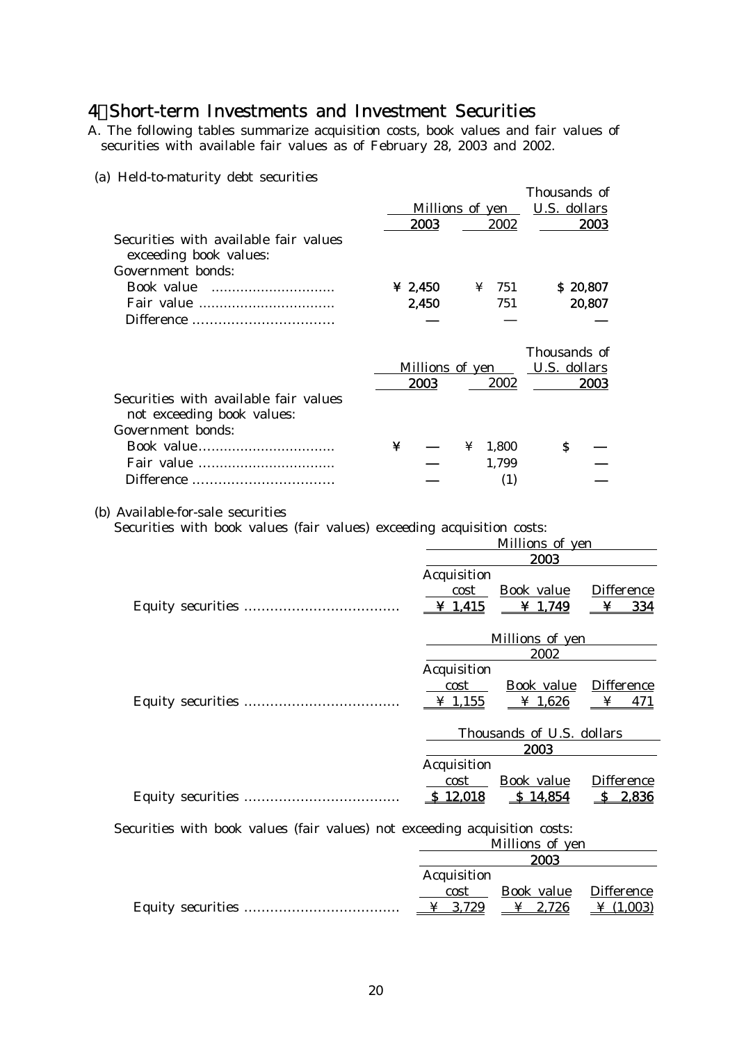## 4．Short-term Investments and Investment Securities

A. The following tables summarize acquisition costs, book values and fair values of securities with available fair values as of February 28, 2003 and 2002.

(a) Held-to-maturity debt securities

| | Millions of yen | | Thousands of U.S. dollars |
|---|---|---|---|
| | 2003 | 2002 | 2003 |
| Securities with available fair values exceeding book values: | | | |
| Government bonds: | | | |
| Book value | ¥ 2,450 | ¥ 751 | $ 20,807 |
| Fair value | 2,450 | 751 | 20,807 |
| Difference | — | — | — |

| | Millions of yen | | Thousands of U.S. dollars |
|---|---|---|---|
| | 2003 | 2002 | 2003 |
| Securities with available fair values not exceeding book values: | | | |
| Government bonds: | | | |
| Book value | ¥ — | ¥ 1,800 | $ — |
| Fair value | — | 1,799 | — |
| Difference | — | (1) | — |

(b) Available-for-sale securities

Securities with book values (fair values) exceeding acquisition costs:

| | Millions of yen | | |
|---|---|---|---|
| | 2003 | | |
| | Acquisition cost | Book value | Difference |
| Equity securities | ¥ 1,415 | ¥ 1,749 | ¥ 334 |

| | Millions of yen | | |
|---|---|---|---|
| | 2002 | | |
| | Acquisition cost | Book value | Difference |
| Equity securities | ¥ 1,155 | ¥ 1,626 | ¥ 471 |

| | Thousands of U.S. dollars | | |
|---|---|---|---|
| | 2003 | | |
| | Acquisition cost | Book value | Difference |
| Equity securities | $ 12,018 | $ 14,854 | $ 2,836 |

Securities with book values (fair values) not exceeding acquisition costs:

| | Millions of yen | | |
|---|---|---|---|
| | 2003 | | |
| | Acquisition cost | Book value | Difference |
| Equity securities | ¥ 3,729 | ¥ 2,726 | ¥ (1,003) |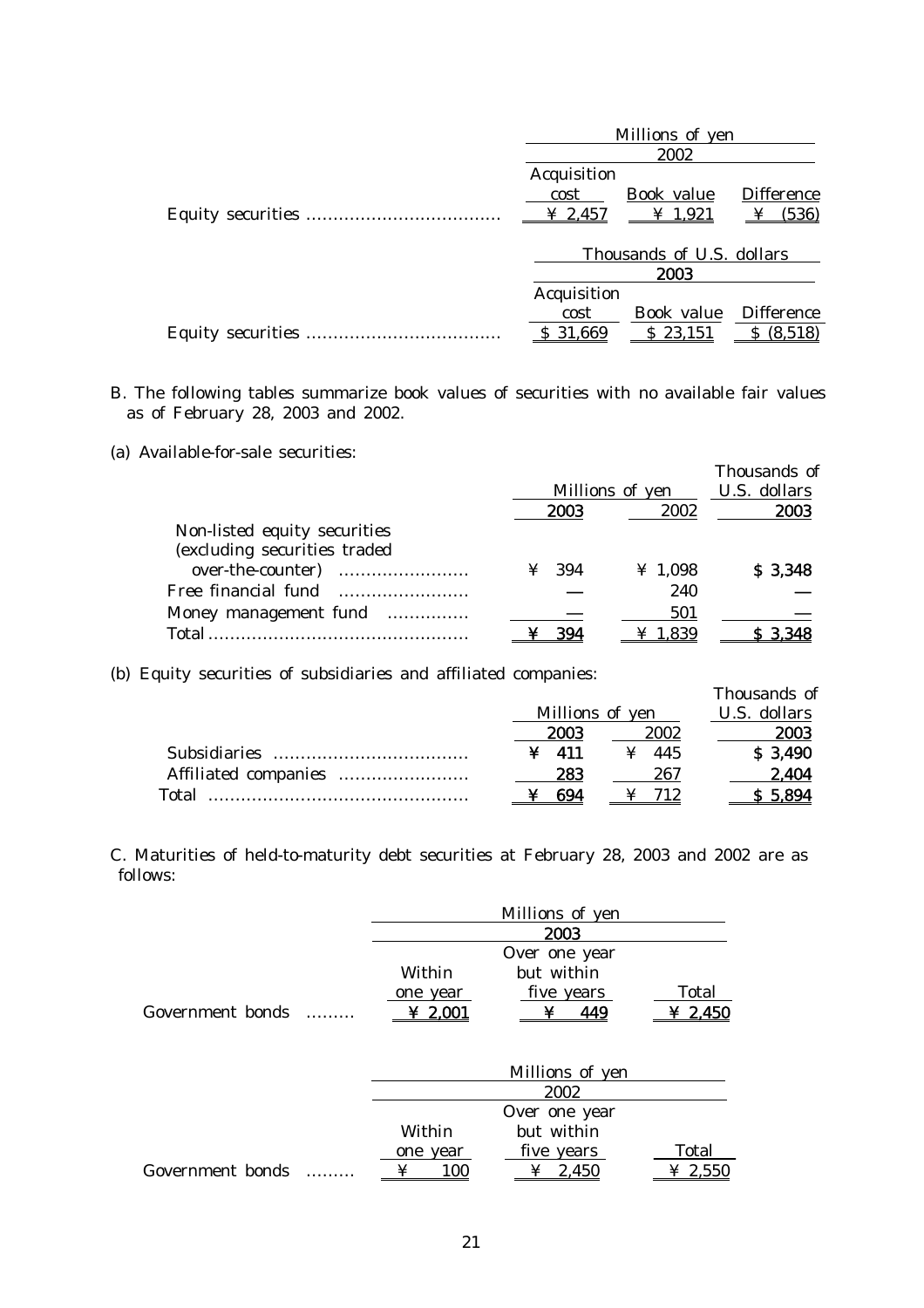| | Millions of yen | | |
|---|---|---|---|
| | 2002 | | |
| | Acquisition cost | Book value | Difference |
| Equity securities .................................. | ¥ 2,457 | ¥ 1,921 | ¥ (536) |

| | Thousands of U.S. dollars | | |
|---|---|---|---|
| | 2003 | | |
| | Acquisition cost | Book value | Difference |
| Equity securities .................................. | $ 31,669 | $ 23,151 | $ (8,518) |

B. The following tables summarize book values of securities with no available fair values as of February 28, 2003 and 2002.

(a) Available-for-sale securities:

| | Millions of yen | | Thousands of U.S. dollars |
|---|---|---|---|
| | 2003 | 2002 | 2003 |
| Non-listed equity securities (excluding securities traded over-the-counter) ....................... | ¥ 394 | ¥ 1,098 | $ 3,348 |
| Free financial fund ....................... | — | 240 | — |
| Money management fund .............. | — | 501 | — |
| Total............................................... | ¥ 394 | ¥ 1,839 | $ 3,348 |

(b) Equity securities of subsidiaries and affiliated companies:

| | Millions of yen | | Thousands of U.S. dollars |
|---|---|---|---|
| | 2003 | 2002 | 2003 |
| Subsidiaries .................................. | ¥ 411 | ¥ 445 | $ 3,490 |
| Affiliated companies ....................... | 283 | 267 | 2,404 |
| Total .............................................. | ¥ 694 | ¥ 712 | $ 5,894 |

C. Maturities of held-to-maturity debt securities at February 28, 2003 and 2002 are as follows:

| | Millions of yen | | |
|---|---|---|---|
| | 2003 | | |
| | Within one year | Over one year but within five years | Total |
| Government bonds ......... | ¥ 2,001 | ¥ 449 | ¥ 2,450 |

| | Millions of yen | | |
|---|---|---|---|
| | 2002 | | |
| | Within one year | Over one year but within five years | Total |
| Government bonds ......... | ¥ 100 | ¥ 2,450 | ¥ 2,550 |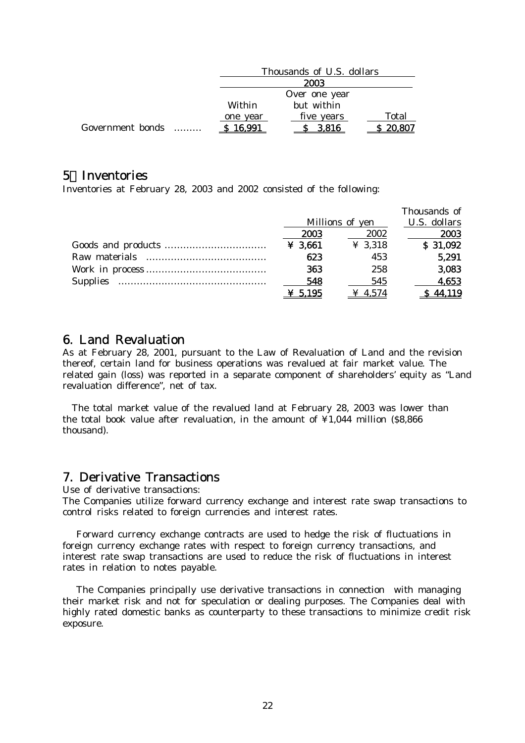| | Thousands of U.S. dollars | | |
|---|---|---|---|
| | 2003 | | |
| | Within one year | Over one year but within five years | Total |
| Government bonds ......... | $ 16,991 | $ 3,816 | $ 20,807 |

## 5．Inventories

Inventories at February 28, 2003 and 2002 consisted of the following:

| | Millions of yen | | Thousands of U.S. dollars |
|---|---|---|---|
| | 2003 | 2002 | 2003 |
| Goods and products ................................ | ¥ 3,661 | ¥ 3,318 | $ 31,092 |
| Raw materials ...................................... | 623 | 453 | 5,291 |
| Work in process ...................................... | 363 | 258 | 3,083 |
| Supplies ............................................... | 548 | 545 | 4,653 |
| | ¥ 5,195 | ¥ 4,574 | $ 44,119 |

## 6. Land Revaluation

As at February 28, 2001, pursuant to the Law of Revaluation of Land and the revision thereof, certain land for business operations was revalued at fair market value. The related gain (loss) was reported in a separate component of shareholders' equity as "Land revaluation difference", net of tax.

The total market value of the revalued land at February 28, 2003 was lower than the total book value after revaluation, in the amount of ¥1,044 million ($8,866 thousand).

## 7. Derivative Transactions

Use of derivative transactions:

The Companies utilize forward currency exchange and interest rate swap transactions to control risks related to foreign currencies and interest rates.

Forward currency exchange contracts are used to hedge the risk of fluctuations in foreign currency exchange rates with respect to foreign currency transactions, and interest rate swap transactions are used to reduce the risk of fluctuations in interest rates in relation to notes payable.

The Companies principally use derivative transactions in connection with managing their market risk and not for speculation or dealing purposes. The Companies deal with highly rated domestic banks as counterparty to these transactions to minimize credit risk exposure.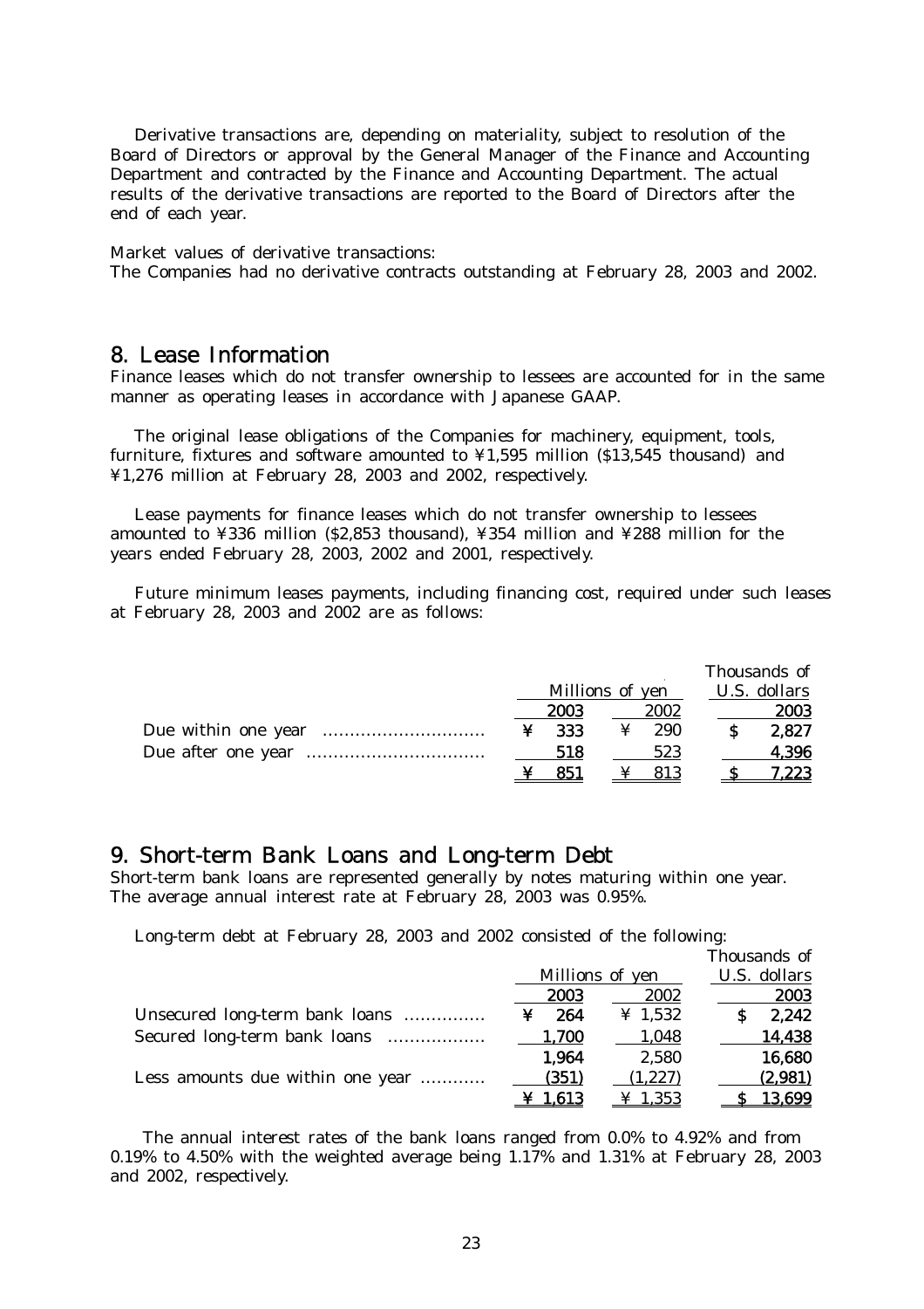Derivative transactions are, depending on materiality, subject to resolution of the Board of Directors or approval by the General Manager of the Finance and Accounting Department and contracted by the Finance and Accounting Department. The actual results of the derivative transactions are reported to the Board of Directors after the end of each year.

Market values of derivative transactions:
The Companies had no derivative contracts outstanding at February 28, 2003 and 2002.

## 8. Lease Information

Finance leases which do not transfer ownership to lessees are accounted for in the same manner as operating leases in accordance with Japanese GAAP.

The original lease obligations of the Companies for machinery, equipment, tools, furniture, fixtures and software amounted to ¥1,595 million ($13,545 thousand) and ¥1,276 million at February 28, 2003 and 2002, respectively.

Lease payments for finance leases which do not transfer ownership to lessees amounted to ¥336 million ($2,853 thousand), ¥354 million and ¥288 million for the years ended February 28, 2003, 2002 and 2001, respectively.

Future minimum leases payments, including financing cost, required under such leases at February 28, 2003 and 2002 are as follows:

| | Millions of yen | | Thousands of U.S. dollars |
|---|---|---|---|
| | 2003 | 2002 | 2003 |
| Due within one year | ¥ 333 | ¥ 290 | $ 2,827 |
| Due after one year | 518 | 523 | 4,396 |
| | ¥ 851 | ¥ 813 | $ 7,223 |

## 9. Short-term Bank Loans and Long-term Debt

Short-term bank loans are represented generally by notes maturing within one year. The average annual interest rate at February 28, 2003 was 0.95%.

Long-term debt at February 28, 2003 and 2002 consisted of the following:

| | Millions of yen | | Thousands of U.S. dollars |
|---|---|---|---|
| | 2003 | 2002 | 2003 |
| Unsecured long-term bank loans | ¥ 264 | ¥ 1,532 | $ 2,242 |
| Secured long-term bank loans | 1,700 | 1,048 | 14,438 |
| | 1,964 | 2,580 | 16,680 |
| Less amounts due within one year | (351) | (1,227) | (2,981) |
| | ¥ 1,613 | ¥ 1,353 | $ 13,699 |

The annual interest rates of the bank loans ranged from 0.0% to 4.92% and from 0.19% to 4.50% with the weighted average being 1.17% and 1.31% at February 28, 2003 and 2002, respectively.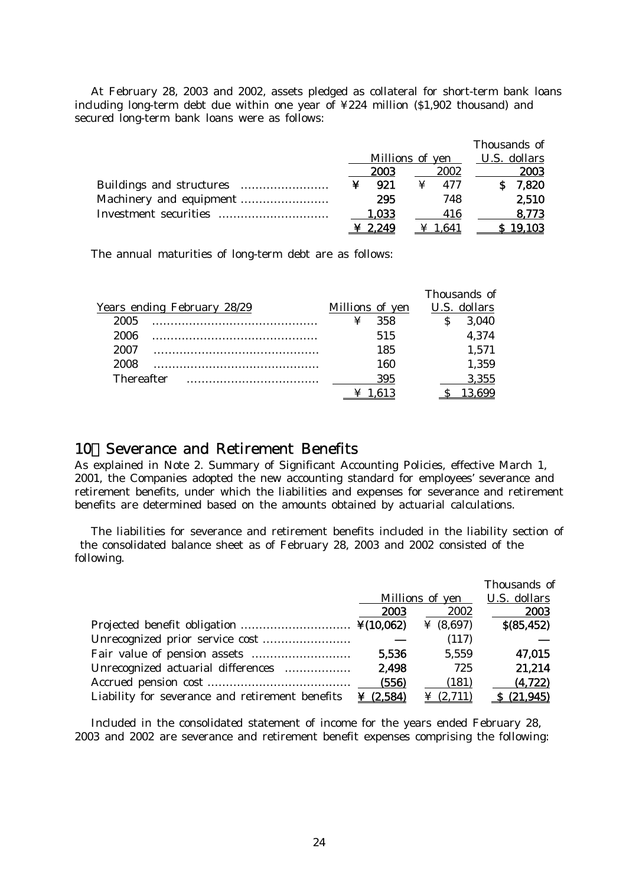At February 28, 2003 and 2002, assets pledged as collateral for short-term bank loans including long-term debt due within one year of ¥224 million ($1,902 thousand) and secured long-term bank loans were as follows:

| | Millions of yen | | Thousands of U.S. dollars |
|---|---|---|---|
| | 2003 | 2002 | 2003 |
| Buildings and structures | ¥ 921 | ¥ 477 | $ 7,820 |
| Machinery and equipment | 295 | 748 | 2,510 |
| Investment securities | 1,033 | 416 | 8,773 |
| | ¥ 2,249 | ¥ 1,641 | $ 19,103 |

The annual maturities of long-term debt are as follows:

| Years ending February 28/29 | Millions of yen | Thousands of U.S. dollars |
|---|---|---|
| 2005 | ¥ 358 | $ 3,040 |
| 2006 | 515 | 4,374 |
| 2007 | 185 | 1,571 |
| 2008 | 160 | 1,359 |
| Thereafter | 395 | 3,355 |
| | ¥ 1,613 | $ 13,699 |

## 10．Severance and Retirement Benefits

As explained in Note 2. Summary of Significant Accounting Policies, effective March 1, 2001, the Companies adopted the new accounting standard for employees' severance and retirement benefits, under which the liabilities and expenses for severance and retirement benefits are determined based on the amounts obtained by actuarial calculations.

The liabilities for severance and retirement benefits included in the liability section of the consolidated balance sheet as of February 28, 2003 and 2002 consisted of the following.

| | Millions of yen | | Thousands of U.S. dollars |
|---|---|---|---|
| | 2003 | 2002 | 2003 |
| Projected benefit obligation | ¥(10,062) | ¥ (8,697) | $(85,452) |
| Unrecognized prior service cost | — | (117) | — |
| Fair value of pension assets | 5,536 | 5,559 | 47,015 |
| Unrecognized actuarial differences | 2,498 | 725 | 21,214 |
| Accrued pension cost | (556) | (181) | (4,722) |
| Liability for severance and retirement benefits | ¥ (2,584) | ¥ (2,711) | $ (21,945) |

Included in the consolidated statement of income for the years ended February 28, 2003 and 2002 are severance and retirement benefit expenses comprising the following: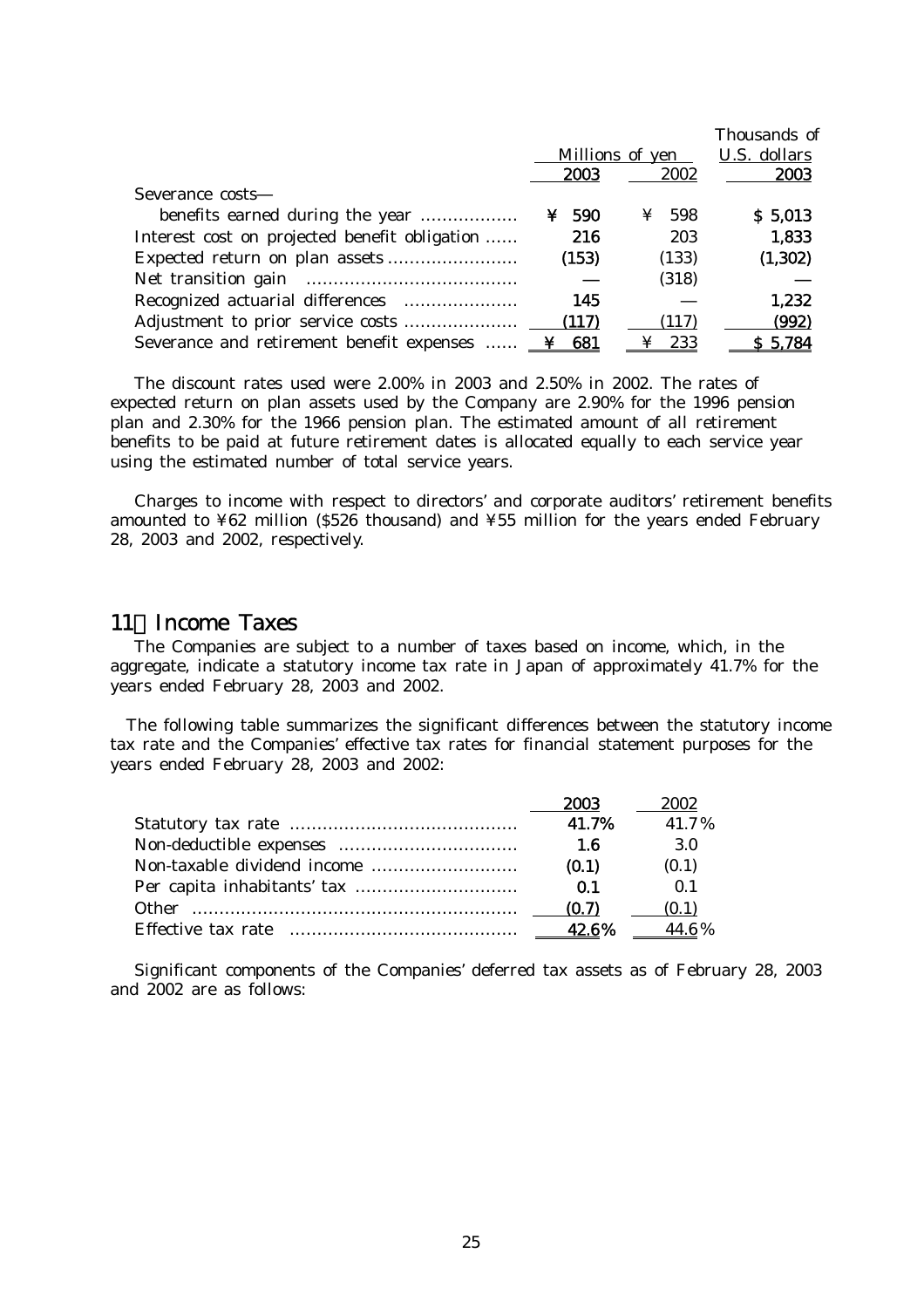| | Millions of yen | | Thousands of U.S. dollars |
|---|---|---|---|
| | 2003 | 2002 | 2003 |
| Severance costs— | | | |
| benefits earned during the year | ¥ 590 | ¥ 598 | $ 5,013 |
| Interest cost on projected benefit obligation | 216 | 203 | 1,833 |
| Expected return on plan assets | (153) | (133) | (1,302) |
| Net transition gain | — | (318) | — |
| Recognized actuarial differences | 145 | — | 1,232 |
| Adjustment to prior service costs | (117) | (117) | (992) |
| Severance and retirement benefit expenses | ¥ 681 | ¥ 233 | $ 5,784 |

The discount rates used were 2.00% in 2003 and 2.50% in 2002. The rates of expected return on plan assets used by the Company are 2.90% for the 1996 pension plan and 2.30% for the 1966 pension plan. The estimated amount of all retirement benefits to be paid at future retirement dates is allocated equally to each service year using the estimated number of total service years.

Charges to income with respect to directors' and corporate auditors' retirement benefits amounted to ¥62 million ($526 thousand) and ¥55 million for the years ended February 28, 2003 and 2002, respectively.

## 11. Income Taxes

The Companies are subject to a number of taxes based on income, which, in the aggregate, indicate a statutory income tax rate in Japan of approximately 41.7% for the years ended February 28, 2003 and 2002.

The following table summarizes the significant differences between the statutory income tax rate and the Companies' effective tax rates for financial statement purposes for the years ended February 28, 2003 and 2002:

| | 2003 | 2002 |
|---|---|---|
| Statutory tax rate | 41.7% | 41.7% |
| Non-deductible expenses | 1.6 | 3.0 |
| Non-taxable dividend income | (0.1) | (0.1) |
| Per capita inhabitants' tax | 0.1 | 0.1 |
| Other | (0.7) | (0.1) |
| Effective tax rate | 42.6% | 44.6% |

Significant components of the Companies' deferred tax assets as of February 28, 2003 and 2002 are as follows: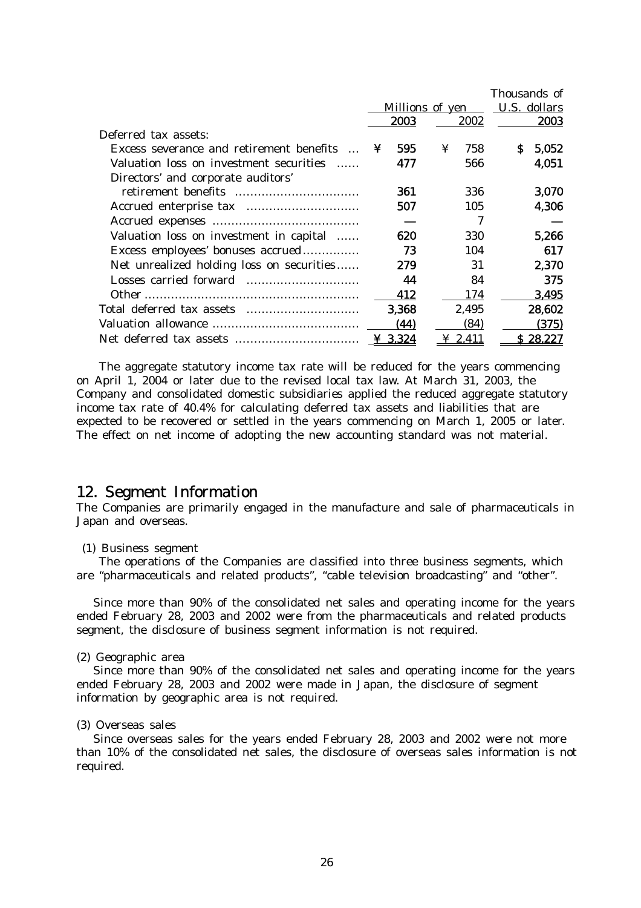| | Millions of yen | | Thousands of U.S. dollars |
|---|---|---|---|
| | 2003 | 2002 | 2003 |
| Deferred tax assets: | | | |
| Excess severance and retirement benefits ... | ¥ 595 | ¥ 758 | $ 5,052 |
| Valuation loss on investment securities ...... | 477 | 566 | 4,051 |
| Directors' and corporate auditors' retirement benefits ................................ | 361 | 336 | 3,070 |
| Accrued enterprise tax ............................. | 507 | 105 | 4,306 |
| Accrued expenses ...................................... | — | 7 | — |
| Valuation loss on investment in capital ...... | 620 | 330 | 5,266 |
| Excess employees' bonuses accrued.............. | 73 | 104 | 617 |
| Net unrealized holding loss on securities...... | 279 | 31 | 2,370 |
| Losses carried forward ............................. | 44 | 84 | 375 |
| Other ........................................................ | 412 | 174 | 3,495 |
| Total deferred tax assets ............................. | 3,368 | 2,495 | 28,602 |
| Valuation allowance ...................................... | (44) | (84) | (375) |
| Net deferred tax assets ................................ | ¥ 3,324 | ¥ 2,411 | $ 28,227 |

The aggregate statutory income tax rate will be reduced for the years commencing on April 1, 2004 or later due to the revised local tax law. At March 31, 2003, the Company and consolidated domestic subsidiaries applied the reduced aggregate statutory income tax rate of 40.4% for calculating deferred tax assets and liabilities that are expected to be recovered or settled in the years commencing on March 1, 2005 or later. The effect on net income of adopting the new accounting standard was not material.

## 12. Segment Information

The Companies are primarily engaged in the manufacture and sale of pharmaceuticals in Japan and overseas.

(1) Business segment

The operations of the Companies are classified into three business segments, which are "pharmaceuticals and related products", "cable television broadcasting" and "other".

Since more than 90% of the consolidated net sales and operating income for the years ended February 28, 2003 and 2002 were from the pharmaceuticals and related products segment, the disclosure of business segment information is not required.

(2) Geographic area

Since more than 90% of the consolidated net sales and operating income for the years ended February 28, 2003 and 2002 were made in Japan, the disclosure of segment information by geographic area is not required.

(3) Overseas sales

Since overseas sales for the years ended February 28, 2003 and 2002 were not more than 10% of the consolidated net sales, the disclosure of overseas sales information is not required.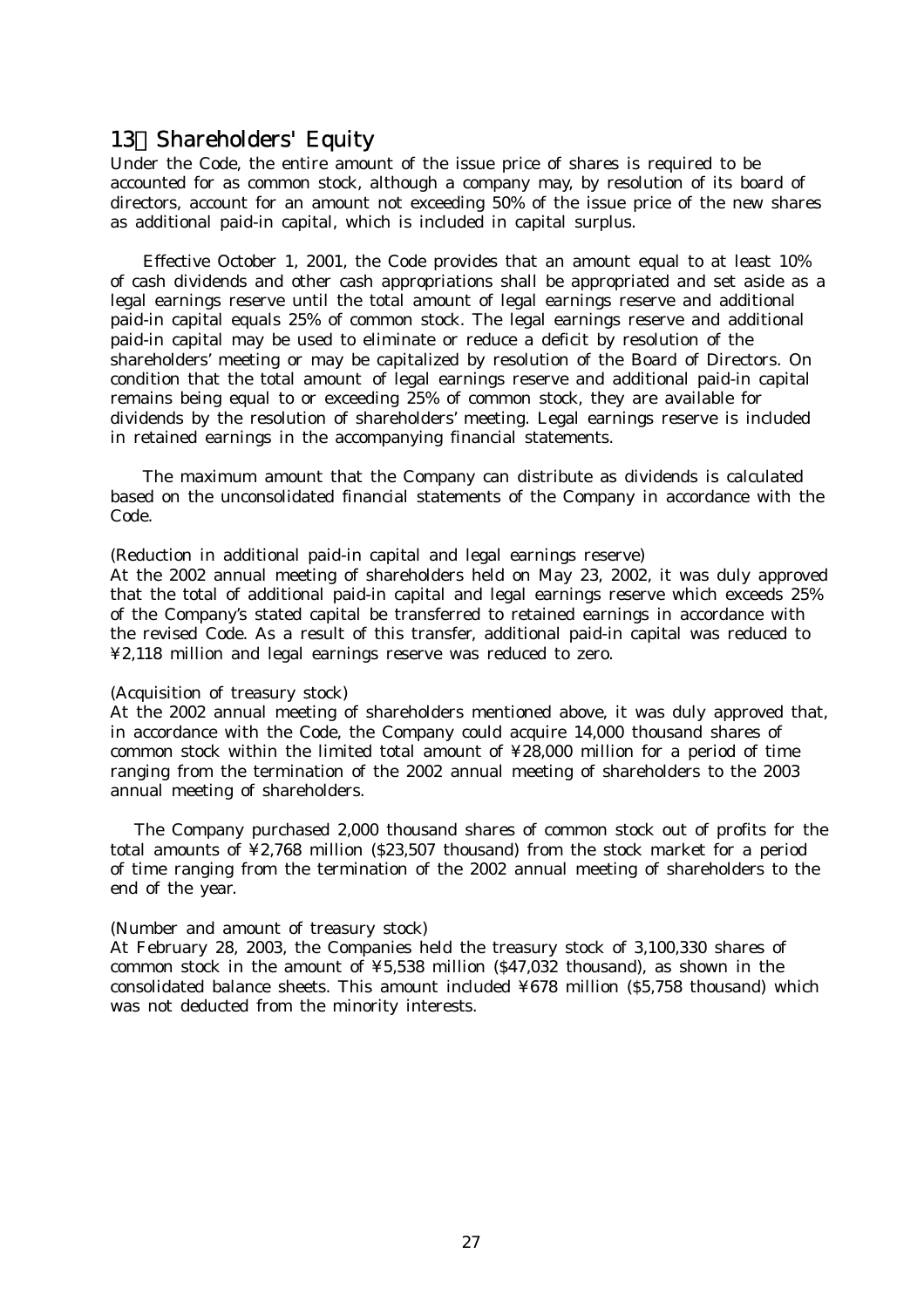## 13．Shareholders' Equity

Under the Code, the entire amount of the issue price of shares is required to be accounted for as common stock, although a company may, by resolution of its board of directors, account for an amount not exceeding 50% of the issue price of the new shares as additional paid-in capital, which is included in capital surplus.

Effective October 1, 2001, the Code provides that an amount equal to at least 10% of cash dividends and other cash appropriations shall be appropriated and set aside as a legal earnings reserve until the total amount of legal earnings reserve and additional paid-in capital equals 25% of common stock. The legal earnings reserve and additional paid-in capital may be used to eliminate or reduce a deficit by resolution of the shareholders' meeting or may be capitalized by resolution of the Board of Directors. On condition that the total amount of legal earnings reserve and additional paid-in capital remains being equal to or exceeding 25% of common stock, they are available for dividends by the resolution of shareholders' meeting. Legal earnings reserve is included in retained earnings in the accompanying financial statements.

The maximum amount that the Company can distribute as dividends is calculated based on the unconsolidated financial statements of the Company in accordance with the Code.

(Reduction in additional paid-in capital and legal earnings reserve)
At the 2002 annual meeting of shareholders held on May 23, 2002, it was duly approved that the total of additional paid-in capital and legal earnings reserve which exceeds 25% of the Company's stated capital be transferred to retained earnings in accordance with the revised Code. As a result of this transfer, additional paid-in capital was reduced to ¥2,118 million and legal earnings reserve was reduced to zero.

(Acquisition of treasury stock)
At the 2002 annual meeting of shareholders mentioned above, it was duly approved that, in accordance with the Code, the Company could acquire 14,000 thousand shares of common stock within the limited total amount of ¥28,000 million for a period of time ranging from the termination of the 2002 annual meeting of shareholders to the 2003 annual meeting of shareholders.

The Company purchased 2,000 thousand shares of common stock out of profits for the total amounts of ¥2,768 million ($23,507 thousand) from the stock market for a period of time ranging from the termination of the 2002 annual meeting of shareholders to the end of the year.

(Number and amount of treasury stock)
At February 28, 2003, the Companies held the treasury stock of 3,100,330 shares of common stock in the amount of ¥5,538 million ($47,032 thousand), as shown in the consolidated balance sheets. This amount included ¥678 million ($5,758 thousand) which was not deducted from the minority interests.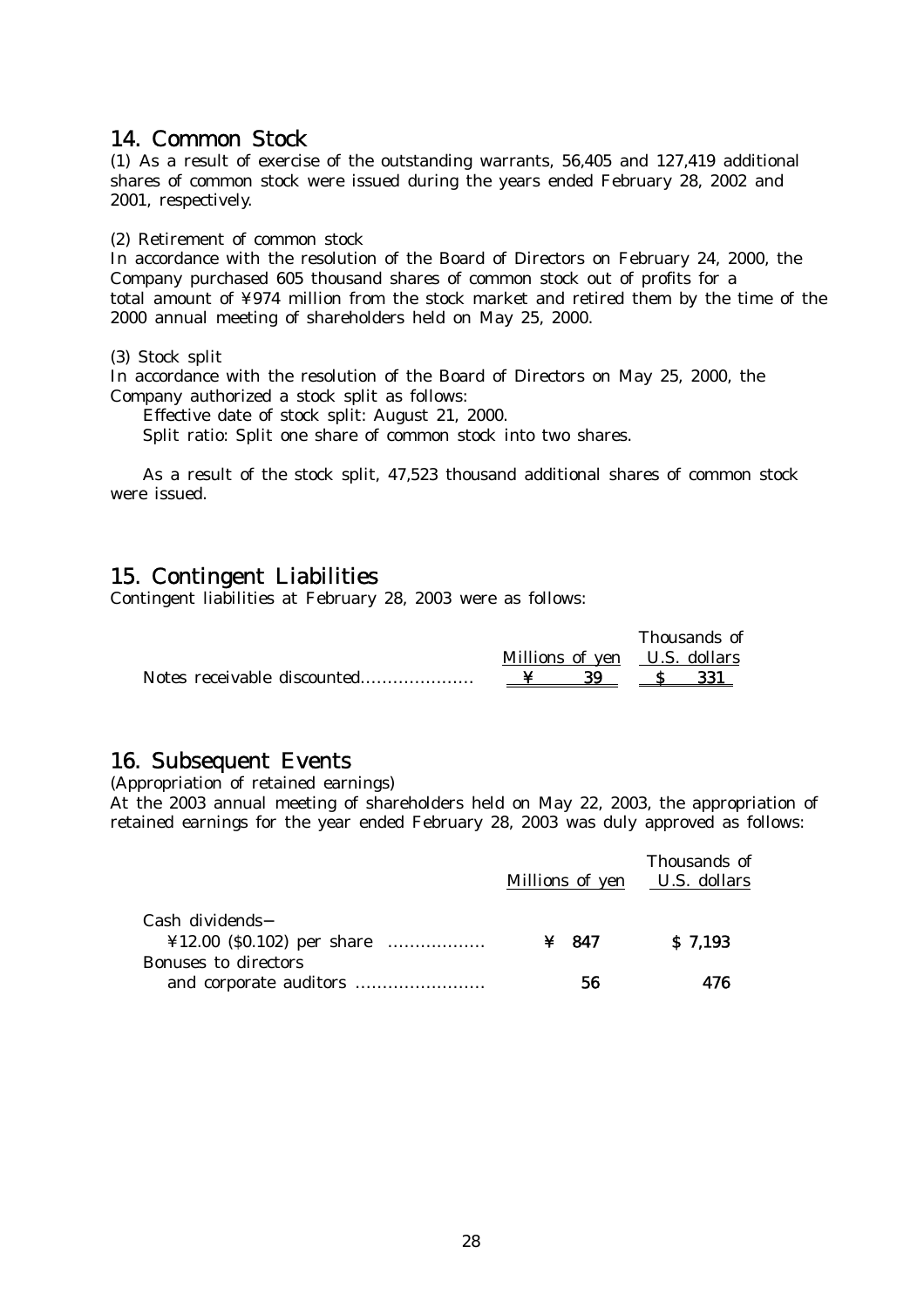## 14. Common Stock

(1) As a result of exercise of the outstanding warrants, 56,405 and 127,419 additional shares of common stock were issued during the years ended February 28, 2002 and 2001, respectively.

(2) Retirement of common stock

In accordance with the resolution of the Board of Directors on February 24, 2000, the Company purchased 605 thousand shares of common stock out of profits for a total amount of ¥974 million from the stock market and retired them by the time of the 2000 annual meeting of shareholders held on May 25, 2000.

(3) Stock split

In accordance with the resolution of the Board of Directors on May 25, 2000, the Company authorized a stock split as follows:

Effective date of stock split: August 21, 2000.

Split ratio: Split one share of common stock into two shares.

As a result of the stock split, 47,523 thousand additional shares of common stock were issued.

## 15. Contingent Liabilities

Contingent liabilities at February 28, 2003 were as follows:

| | Millions of yen | Thousands of U.S. dollars |
|---|---|---|
| Notes receivable discounted | ¥ 39 | $ 331 |

## 16. Subsequent Events

(Appropriation of retained earnings)

At the 2003 annual meeting of shareholders held on May 22, 2003, the appropriation of retained earnings for the year ended February 28, 2003 was duly approved as follows:

| | Millions of yen | Thousands of U.S. dollars |
|---|---|---|
| Cash dividends– ¥12.00 ($0.102) per share | ¥ 847 | $ 7,193 |
| Bonuses to directors and corporate auditors | 56 | 476 |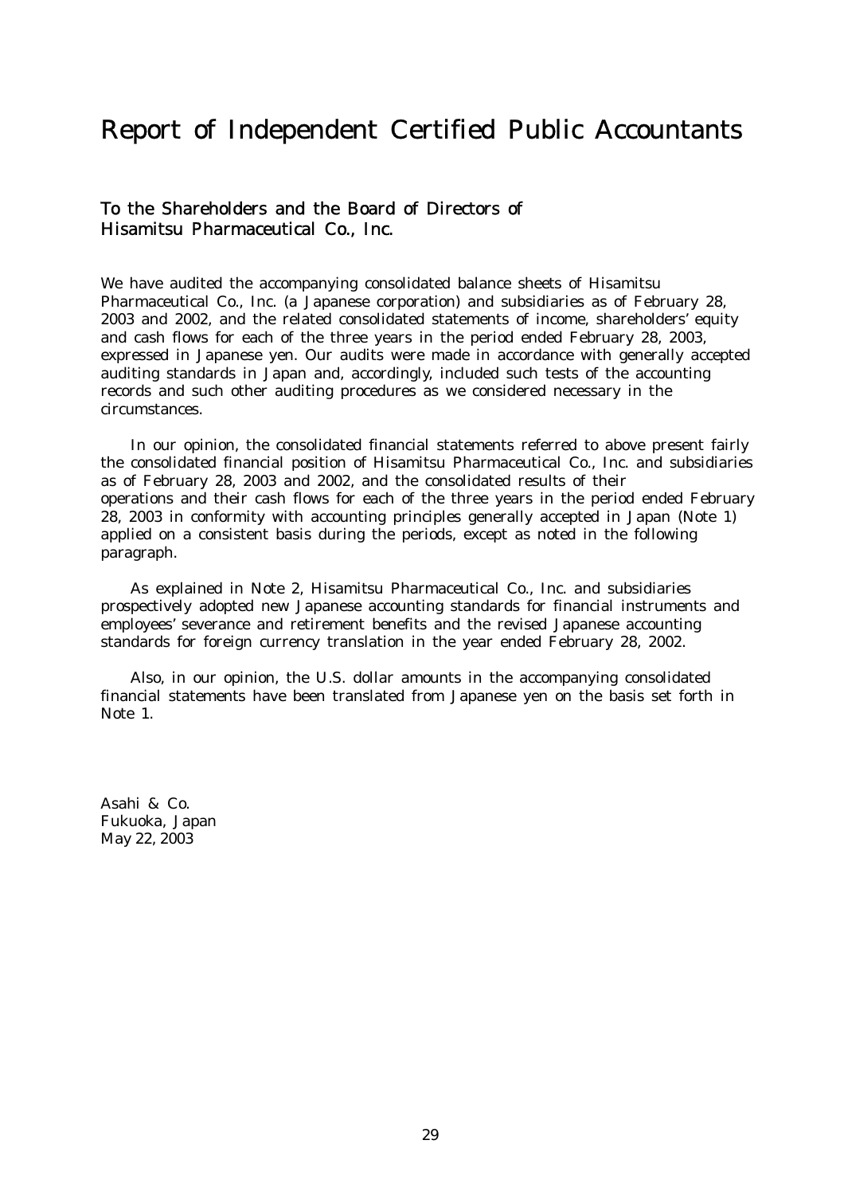# Report of Independent Certified Public Accountants

## To the Shareholders and the Board of Directors of Hisamitsu Pharmaceutical Co., Inc.

We have audited the accompanying consolidated balance sheets of Hisamitsu Pharmaceutical Co., Inc. (a Japanese corporation) and subsidiaries as of February 28, 2003 and 2002, and the related consolidated statements of income, shareholders' equity and cash flows for each of the three years in the period ended February 28, 2003, expressed in Japanese yen. Our audits were made in accordance with generally accepted auditing standards in Japan and, accordingly, included such tests of the accounting records and such other auditing procedures as we considered necessary in the circumstances.

In our opinion, the consolidated financial statements referred to above present fairly the consolidated financial position of Hisamitsu Pharmaceutical Co., Inc. and subsidiaries as of February 28, 2003 and 2002, and the consolidated results of their operations and their cash flows for each of the three years in the period ended February 28, 2003 in conformity with accounting principles generally accepted in Japan (Note 1) applied on a consistent basis during the periods, except as noted in the following paragraph.

As explained in Note 2, Hisamitsu Pharmaceutical Co., Inc. and subsidiaries prospectively adopted new Japanese accounting standards for financial instruments and employees' severance and retirement benefits and the revised Japanese accounting standards for foreign currency translation in the year ended February 28, 2002.

Also, in our opinion, the U.S. dollar amounts in the accompanying consolidated financial statements have been translated from Japanese yen on the basis set forth in Note 1.

Asahi & Co.
Fukuoka, Japan
May 22, 2003